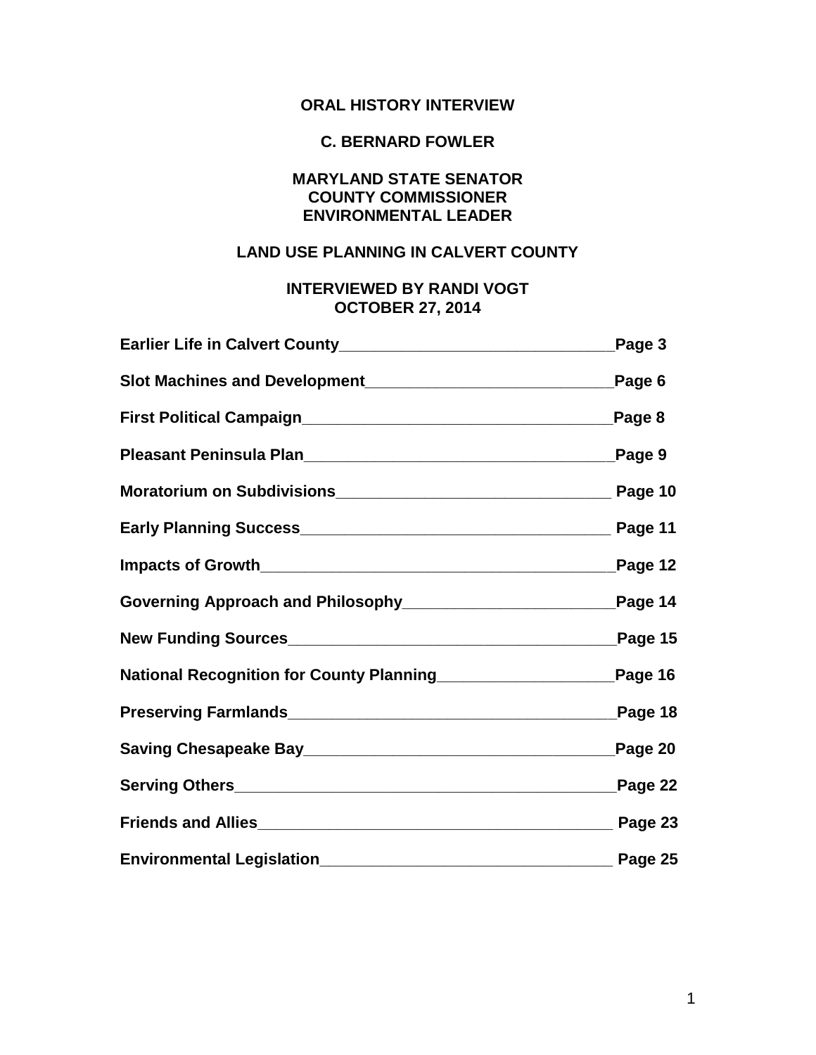# ORAL HISTORY INTERVIEW

## C. BERNARD FOWLER

### MARYLAND STATE SENATOR
### COUNTY COMMISSIONER
### ENVIRONMENTAL LEADER

### LAND USE PLANNING IN CALVERT COUNTY

### INTERVIEWED BY RANDI VOGT
### OCTOBER 27, 2014

| Section | Page |
|---|---|
| **Earlier Life in Calvert County** | **Page 3** |
| **Slot Machines and Development** | **Page 6** |
| **First Political Campaign** | **Page 8** |
| **Pleasant Peninsula Plan** | **Page 9** |
| **Moratorium on Subdivisions** | **Page 10** |
| **Early Planning Success** | **Page 11** |
| **Impacts of Growth** | **Page 12** |
| **Governing Approach and Philosophy** | **Page 14** |
| **New Funding Sources** | **Page 15** |
| **National Recognition for County Planning** | **Page 16** |
| **Preserving Farmlands** | **Page 18** |
| **Saving Chesapeake Bay** | **Page 20** |
| **Serving Others** | **Page 22** |
| **Friends and Allies** | **Page 23** |
| **Environmental Legislation** | **Page 25** |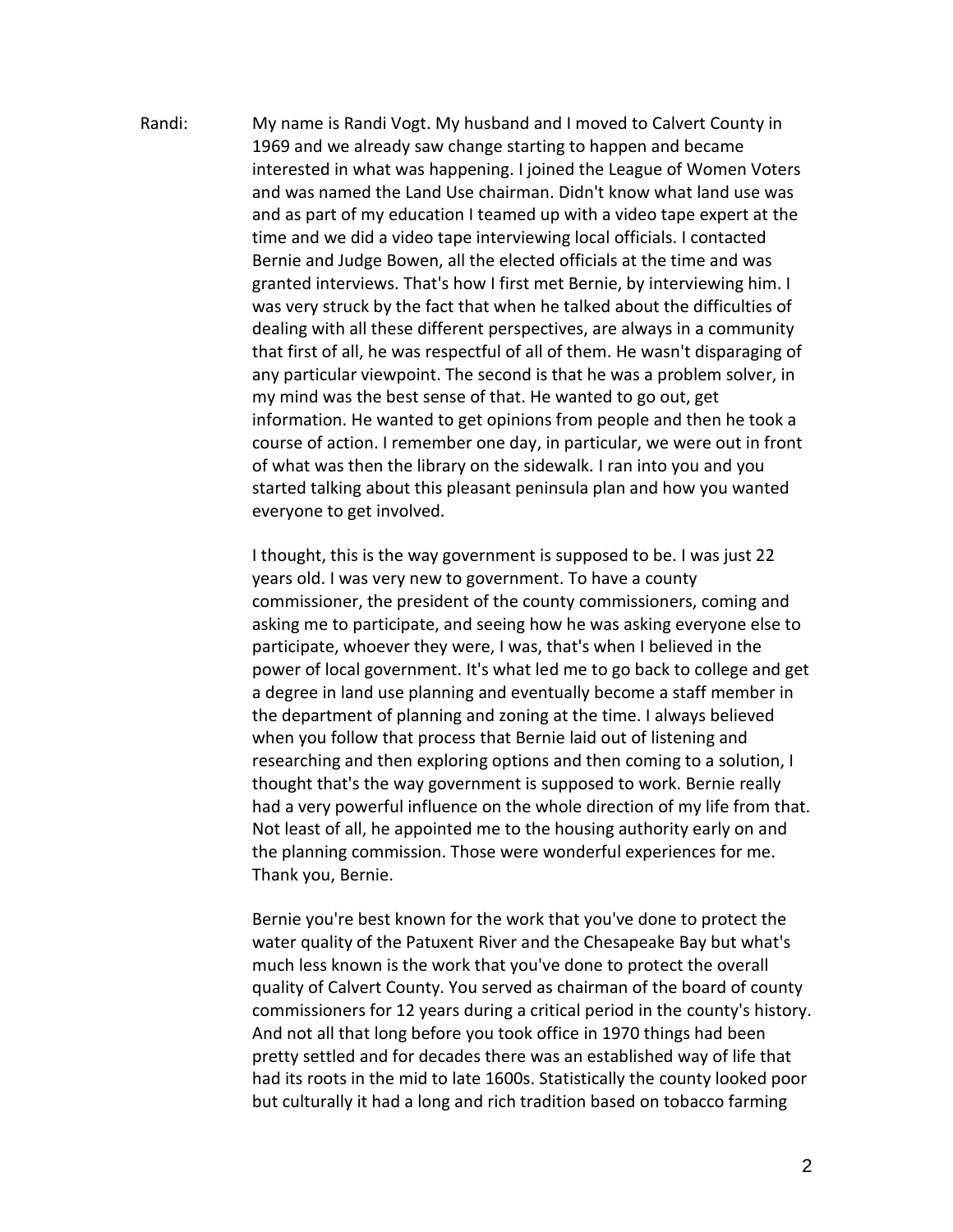Randi: My name is Randi Vogt. My husband and I moved to Calvert County in 1969 and we already saw change starting to happen and became interested in what was happening. I joined the League of Women Voters and was named the Land Use chairman. Didn't know what land use was and as part of my education I teamed up with a video tape expert at the time and we did a video tape interviewing local officials. I contacted Bernie and Judge Bowen, all the elected officials at the time and was granted interviews. That's how I first met Bernie, by interviewing him. I was very struck by the fact that when he talked about the difficulties of dealing with all these different perspectives, are always in a community that first of all, he was respectful of all of them. He wasn't disparaging of any particular viewpoint. The second is that he was a problem solver, in my mind was the best sense of that. He wanted to go out, get information. He wanted to get opinions from people and then he took a course of action. I remember one day, in particular, we were out in front of what was then the library on the sidewalk. I ran into you and you started talking about this pleasant peninsula plan and how you wanted everyone to get involved.

I thought, this is the way government is supposed to be. I was just 22 years old. I was very new to government. To have a county commissioner, the president of the county commissioners, coming and asking me to participate, and seeing how he was asking everyone else to participate, whoever they were, I was, that's when I believed in the power of local government. It's what led me to go back to college and get a degree in land use planning and eventually become a staff member in the department of planning and zoning at the time. I always believed when you follow that process that Bernie laid out of listening and researching and then exploring options and then coming to a solution, I thought that's the way government is supposed to work. Bernie really had a very powerful influence on the whole direction of my life from that. Not least of all, he appointed me to the housing authority early on and the planning commission. Those were wonderful experiences for me. Thank you, Bernie.

Bernie you're best known for the work that you've done to protect the water quality of the Patuxent River and the Chesapeake Bay but what's much less known is the work that you've done to protect the overall quality of Calvert County. You served as chairman of the board of county commissioners for 12 years during a critical period in the county's history. And not all that long before you took office in 1970 things had been pretty settled and for decades there was an established way of life that had its roots in the mid to late 1600s. Statistically the county looked poor but culturally it had a long and rich tradition based on tobacco farming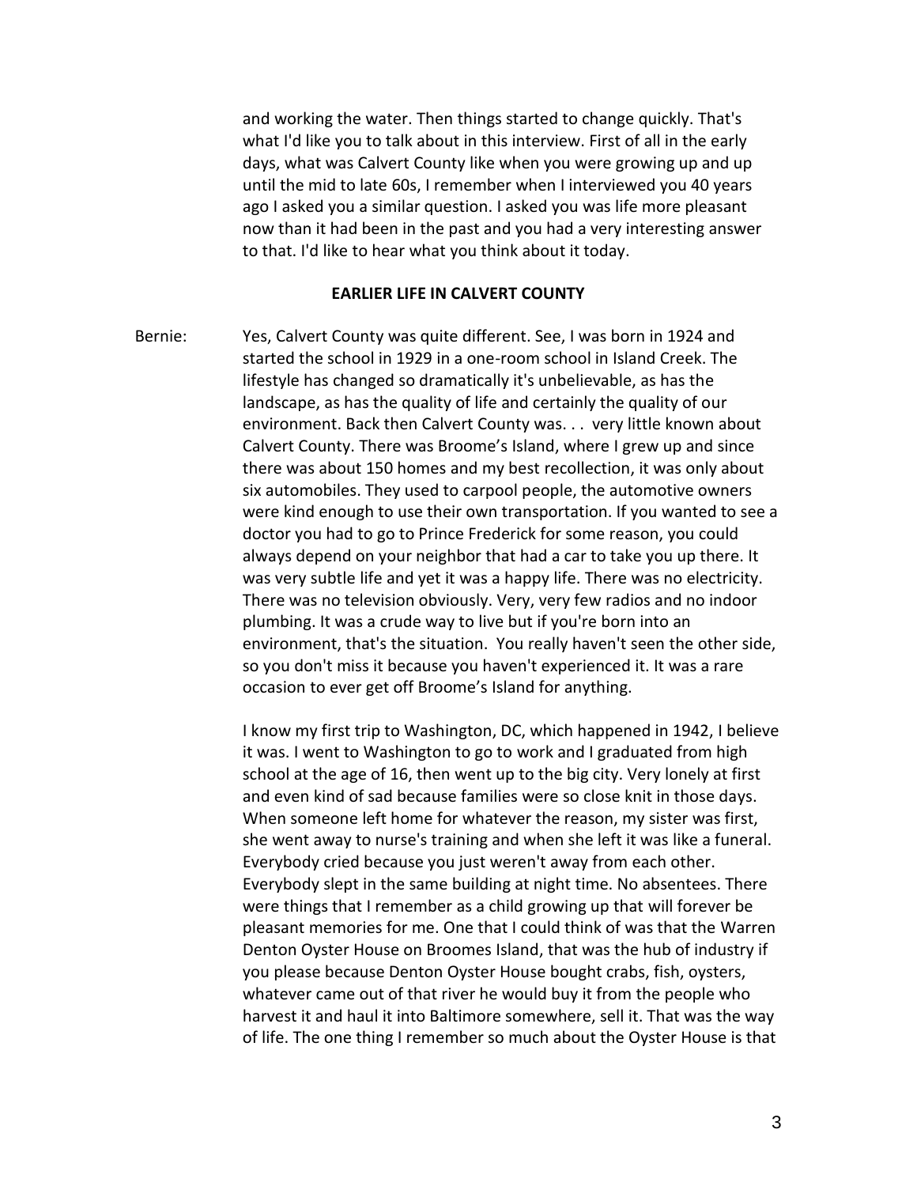and working the water. Then things started to change quickly. That's what I'd like you to talk about in this interview. First of all in the early days, what was Calvert County like when you were growing up and up until the mid to late 60s, I remember when I interviewed you 40 years ago I asked you a similar question. I asked you was life more pleasant now than it had been in the past and you had a very interesting answer to that. I'd like to hear what you think about it today.

**EARLIER LIFE IN CALVERT COUNTY**

Bernie: Yes, Calvert County was quite different. See, I was born in 1924 and started the school in 1929 in a one-room school in Island Creek. The lifestyle has changed so dramatically it's unbelievable, as has the landscape, as has the quality of life and certainly the quality of our environment. Back then Calvert County was. . . very little known about Calvert County. There was Broome's Island, where I grew up and since there was about 150 homes and my best recollection, it was only about six automobiles. They used to carpool people, the automotive owners were kind enough to use their own transportation. If you wanted to see a doctor you had to go to Prince Frederick for some reason, you could always depend on your neighbor that had a car to take you up there. It was very subtle life and yet it was a happy life. There was no electricity. There was no television obviously. Very, very few radios and no indoor plumbing. It was a crude way to live but if you're born into an environment, that's the situation. You really haven't seen the other side, so you don't miss it because you haven't experienced it. It was a rare occasion to ever get off Broome's Island for anything.

I know my first trip to Washington, DC, which happened in 1942, I believe it was. I went to Washington to go to work and I graduated from high school at the age of 16, then went up to the big city. Very lonely at first and even kind of sad because families were so close knit in those days. When someone left home for whatever the reason, my sister was first, she went away to nurse's training and when she left it was like a funeral. Everybody cried because you just weren't away from each other. Everybody slept in the same building at night time. No absentees. There were things that I remember as a child growing up that will forever be pleasant memories for me. One that I could think of was that the Warren Denton Oyster House on Broomes Island, that was the hub of industry if you please because Denton Oyster House bought crabs, fish, oysters, whatever came out of that river he would buy it from the people who harvest it and haul it into Baltimore somewhere, sell it. That was the way of life. The one thing I remember so much about the Oyster House is that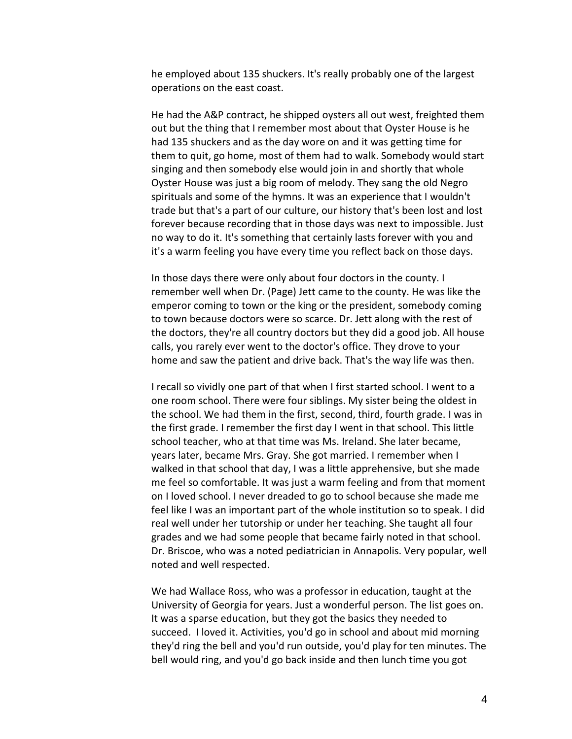he employed about 135 shuckers. It's really probably one of the largest operations on the east coast.

He had the A&P contract, he shipped oysters all out west, freighted them out but the thing that I remember most about that Oyster House is he had 135 shuckers and as the day wore on and it was getting time for them to quit, go home, most of them had to walk. Somebody would start singing and then somebody else would join in and shortly that whole Oyster House was just a big room of melody. They sang the old Negro spirituals and some of the hymns. It was an experience that I wouldn't trade but that's a part of our culture, our history that's been lost and lost forever because recording that in those days was next to impossible. Just no way to do it. It's something that certainly lasts forever with you and it's a warm feeling you have every time you reflect back on those days.

In those days there were only about four doctors in the county. I remember well when Dr. (Page) Jett came to the county. He was like the emperor coming to town or the king or the president, somebody coming to town because doctors were so scarce. Dr. Jett along with the rest of the doctors, they're all country doctors but they did a good job. All house calls, you rarely ever went to the doctor's office. They drove to your home and saw the patient and drive back. That's the way life was then.

I recall so vividly one part of that when I first started school. I went to a one room school. There were four siblings. My sister being the oldest in the school. We had them in the first, second, third, fourth grade. I was in the first grade. I remember the first day I went in that school. This little school teacher, who at that time was Ms. Ireland. She later became, years later, became Mrs. Gray. She got married. I remember when I walked in that school that day, I was a little apprehensive, but she made me feel so comfortable. It was just a warm feeling and from that moment on I loved school. I never dreaded to go to school because she made me feel like I was an important part of the whole institution so to speak. I did real well under her tutorship or under her teaching. She taught all four grades and we had some people that became fairly noted in that school. Dr. Briscoe, who was a noted pediatrician in Annapolis. Very popular, well noted and well respected.

We had Wallace Ross, who was a professor in education, taught at the University of Georgia for years. Just a wonderful person. The list goes on. It was a sparse education, but they got the basics they needed to succeed. I loved it. Activities, you'd go in school and about mid morning they'd ring the bell and you'd run outside, you'd play for ten minutes. The bell would ring, and you'd go back inside and then lunch time you got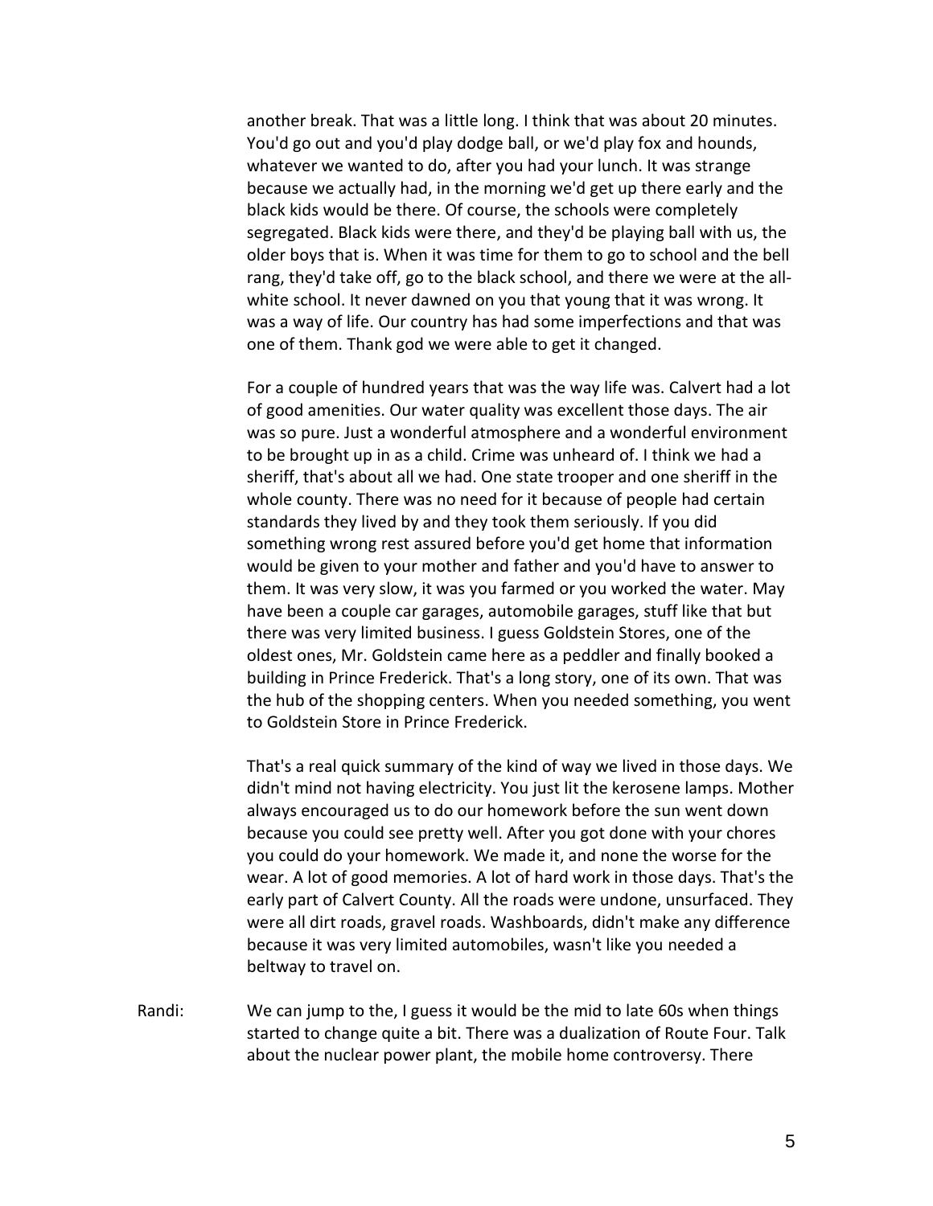another break. That was a little long. I think that was about 20 minutes. You'd go out and you'd play dodge ball, or we'd play fox and hounds, whatever we wanted to do, after you had your lunch. It was strange because we actually had, in the morning we'd get up there early and the black kids would be there. Of course, the schools were completely segregated. Black kids were there, and they'd be playing ball with us, the older boys that is. When it was time for them to go to school and the bell rang, they'd take off, go to the black school, and there we were at the all-white school. It never dawned on you that young that it was wrong. It was a way of life. Our country has had some imperfections and that was one of them. Thank god we were able to get it changed.

For a couple of hundred years that was the way life was. Calvert had a lot of good amenities. Our water quality was excellent those days. The air was so pure. Just a wonderful atmosphere and a wonderful environment to be brought up in as a child. Crime was unheard of. I think we had a sheriff, that's about all we had. One state trooper and one sheriff in the whole county. There was no need for it because of people had certain standards they lived by and they took them seriously. If you did something wrong rest assured before you'd get home that information would be given to your mother and father and you'd have to answer to them. It was very slow, it was you farmed or you worked the water. May have been a couple car garages, automobile garages, stuff like that but there was very limited business. I guess Goldstein Stores, one of the oldest ones, Mr. Goldstein came here as a peddler and finally booked a building in Prince Frederick. That's a long story, one of its own. That was the hub of the shopping centers. When you needed something, you went to Goldstein Store in Prince Frederick.

That's a real quick summary of the kind of way we lived in those days. We didn't mind not having electricity. You just lit the kerosene lamps. Mother always encouraged us to do our homework before the sun went down because you could see pretty well. After you got done with your chores you could do your homework. We made it, and none the worse for the wear. A lot of good memories. A lot of hard work in those days. That's the early part of Calvert County. All the roads were undone, unsurfaced. They were all dirt roads, gravel roads. Washboards, didn't make any difference because it was very limited automobiles, wasn't like you needed a beltway to travel on.

Randi: We can jump to the, I guess it would be the mid to late 60s when things started to change quite a bit. There was a dualization of Route Four. Talk about the nuclear power plant, the mobile home controversy. There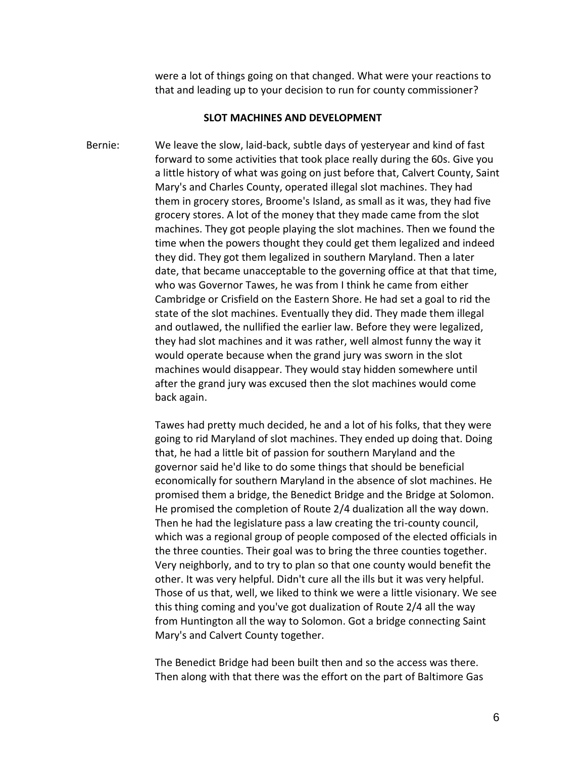were a lot of things going on that changed. What were your reactions to that and leading up to your decision to run for county commissioner?

## SLOT MACHINES AND DEVELOPMENT

Bernie: We leave the slow, laid-back, subtle days of yesteryear and kind of fast forward to some activities that took place really during the 60s. Give you a little history of what was going on just before that, Calvert County, Saint Mary's and Charles County, operated illegal slot machines. They had them in grocery stores, Broome's Island, as small as it was, they had five grocery stores. A lot of the money that they made came from the slot machines. They got people playing the slot machines. Then we found the time when the powers thought they could get them legalized and indeed they did. They got them legalized in southern Maryland. Then a later date, that became unacceptable to the governing office at that that time, who was Governor Tawes, he was from I think he came from either Cambridge or Crisfield on the Eastern Shore. He had set a goal to rid the state of the slot machines. Eventually they did. They made them illegal and outlawed, the nullified the earlier law. Before they were legalized, they had slot machines and it was rather, well almost funny the way it would operate because when the grand jury was sworn in the slot machines would disappear. They would stay hidden somewhere until after the grand jury was excused then the slot machines would come back again.

Tawes had pretty much decided, he and a lot of his folks, that they were going to rid Maryland of slot machines. They ended up doing that. Doing that, he had a little bit of passion for southern Maryland and the governor said he'd like to do some things that should be beneficial economically for southern Maryland in the absence of slot machines. He promised them a bridge, the Benedict Bridge and the Bridge at Solomon. He promised the completion of Route 2/4 dualization all the way down. Then he had the legislature pass a law creating the tri-county council, which was a regional group of people composed of the elected officials in the three counties. Their goal was to bring the three counties together. Very neighborly, and to try to plan so that one county would benefit the other. It was very helpful. Didn't cure all the ills but it was very helpful. Those of us that, well, we liked to think we were a little visionary. We see this thing coming and you've got dualization of Route 2/4 all the way from Huntington all the way to Solomon. Got a bridge connecting Saint Mary's and Calvert County together.

The Benedict Bridge had been built then and so the access was there. Then along with that there was the effort on the part of Baltimore Gas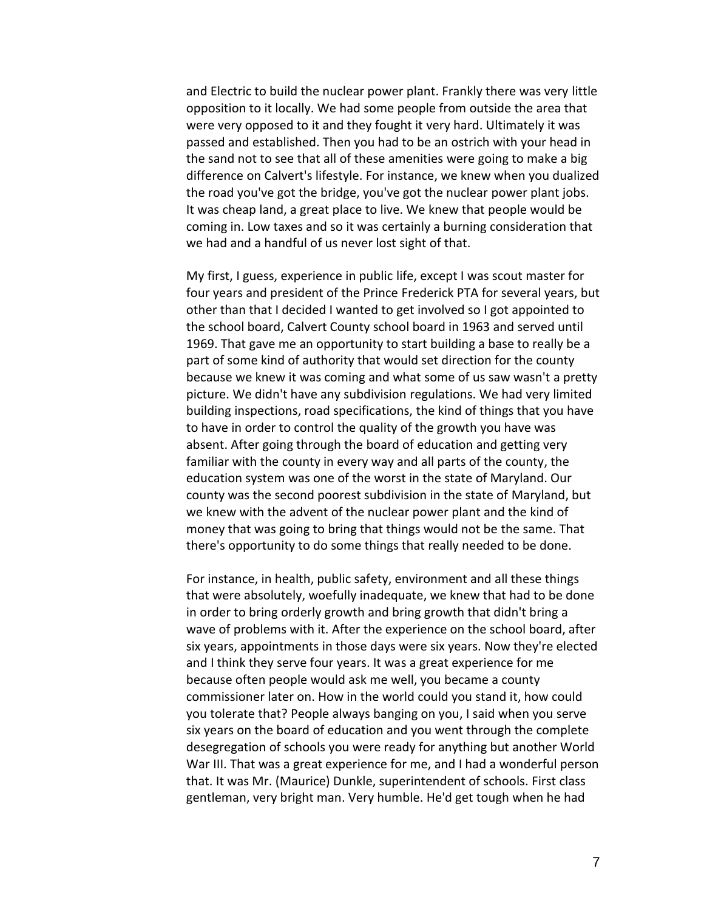and Electric to build the nuclear power plant. Frankly there was very little opposition to it locally. We had some people from outside the area that were very opposed to it and they fought it very hard. Ultimately it was passed and established. Then you had to be an ostrich with your head in the sand not to see that all of these amenities were going to make a big difference on Calvert's lifestyle. For instance, we knew when you dualized the road you've got the bridge, you've got the nuclear power plant jobs. It was cheap land, a great place to live. We knew that people would be coming in. Low taxes and so it was certainly a burning consideration that we had and a handful of us never lost sight of that.

My first, I guess, experience in public life, except I was scout master for four years and president of the Prince Frederick PTA for several years, but other than that I decided I wanted to get involved so I got appointed to the school board, Calvert County school board in 1963 and served until 1969. That gave me an opportunity to start building a base to really be a part of some kind of authority that would set direction for the county because we knew it was coming and what some of us saw wasn't a pretty picture. We didn't have any subdivision regulations. We had very limited building inspections, road specifications, the kind of things that you have to have in order to control the quality of the growth you have was absent. After going through the board of education and getting very familiar with the county in every way and all parts of the county, the education system was one of the worst in the state of Maryland. Our county was the second poorest subdivision in the state of Maryland, but we knew with the advent of the nuclear power plant and the kind of money that was going to bring that things would not be the same. That there's opportunity to do some things that really needed to be done.

For instance, in health, public safety, environment and all these things that were absolutely, woefully inadequate, we knew that had to be done in order to bring orderly growth and bring growth that didn't bring a wave of problems with it. After the experience on the school board, after six years, appointments in those days were six years. Now they're elected and I think they serve four years. It was a great experience for me because often people would ask me well, you became a county commissioner later on. How in the world could you stand it, how could you tolerate that? People always banging on you, I said when you serve six years on the board of education and you went through the complete desegregation of schools you were ready for anything but another World War III. That was a great experience for me, and I had a wonderful person that. It was Mr. (Maurice) Dunkle, superintendent of schools. First class gentleman, very bright man. Very humble. He'd get tough when he had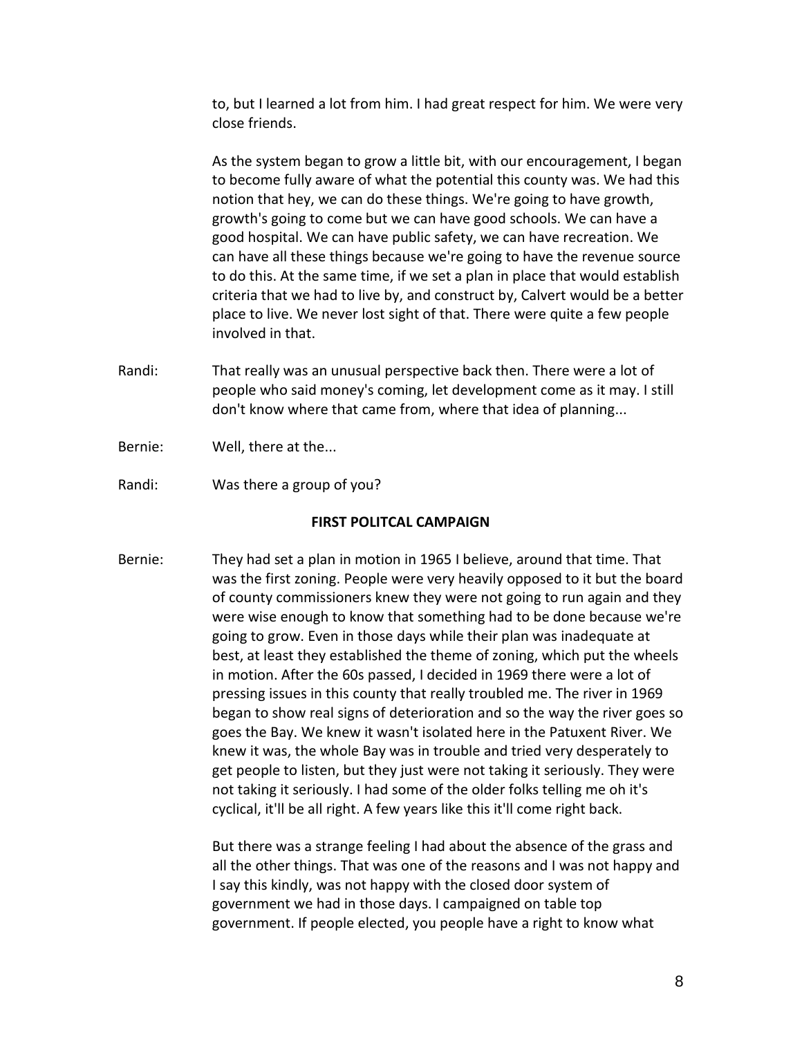to, but I learned a lot from him. I had great respect for him. We were very close friends.

As the system began to grow a little bit, with our encouragement, I began to become fully aware of what the potential this county was. We had this notion that hey, we can do these things. We're going to have growth, growth's going to come but we can have good schools. We can have a good hospital. We can have public safety, we can have recreation. We can have all these things because we're going to have the revenue source to do this. At the same time, if we set a plan in place that would establish criteria that we had to live by, and construct by, Calvert would be a better place to live. We never lost sight of that. There were quite a few people involved in that.

Randi: That really was an unusual perspective back then. There were a lot of people who said money's coming, let development come as it may. I still don't know where that came from, where that idea of planning...

Bernie: Well, there at the...

Randi: Was there a group of you?

**FIRST POLITCAL CAMPAIGN**

Bernie: They had set a plan in motion in 1965 I believe, around that time. That was the first zoning. People were very heavily opposed to it but the board of county commissioners knew they were not going to run again and they were wise enough to know that something had to be done because we're going to grow. Even in those days while their plan was inadequate at best, at least they established the theme of zoning, which put the wheels in motion. After the 60s passed, I decided in 1969 there were a lot of pressing issues in this county that really troubled me. The river in 1969 began to show real signs of deterioration and so the way the river goes so goes the Bay. We knew it wasn't isolated here in the Patuxent River. We knew it was, the whole Bay was in trouble and tried very desperately to get people to listen, but they just were not taking it seriously. They were not taking it seriously. I had some of the older folks telling me oh it's cyclical, it'll be all right. A few years like this it'll come right back.

But there was a strange feeling I had about the absence of the grass and all the other things. That was one of the reasons and I was not happy and I say this kindly, was not happy with the closed door system of government we had in those days. I campaigned on table top government. If people elected, you people have a right to know what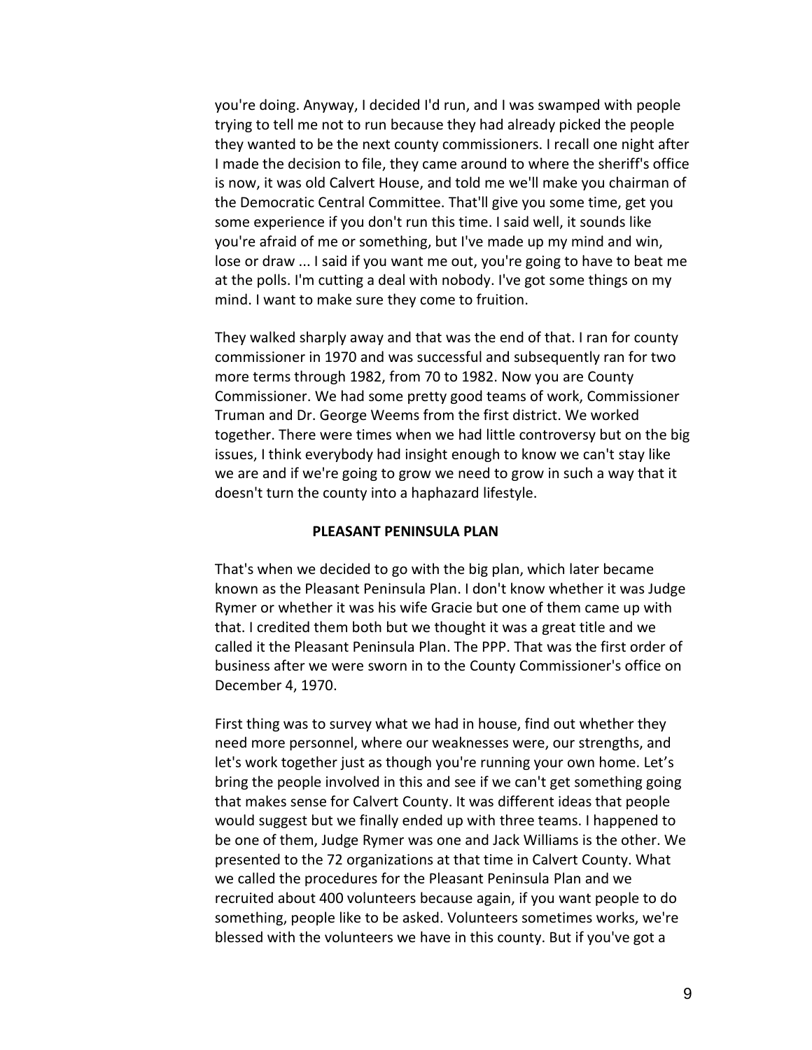you're doing. Anyway, I decided I'd run, and I was swamped with people trying to tell me not to run because they had already picked the people they wanted to be the next county commissioners. I recall one night after I made the decision to file, they came around to where the sheriff's office is now, it was old Calvert House, and told me we'll make you chairman of the Democratic Central Committee. That'll give you some time, get you some experience if you don't run this time. I said well, it sounds like you're afraid of me or something, but I've made up my mind and win, lose or draw ... I said if you want me out, you're going to have to beat me at the polls. I'm cutting a deal with nobody. I've got some things on my mind. I want to make sure they come to fruition.

They walked sharply away and that was the end of that. I ran for county commissioner in 1970 and was successful and subsequently ran for two more terms through 1982, from 70 to 1982. Now you are County Commissioner. We had some pretty good teams of work, Commissioner Truman and Dr. George Weems from the first district. We worked together. There were times when we had little controversy but on the big issues, I think everybody had insight enough to know we can't stay like we are and if we're going to grow we need to grow in such a way that it doesn't turn the county into a haphazard lifestyle.

## PLEASANT PENINSULA PLAN

That's when we decided to go with the big plan, which later became known as the Pleasant Peninsula Plan. I don't know whether it was Judge Rymer or whether it was his wife Gracie but one of them came up with that. I credited them both but we thought it was a great title and we called it the Pleasant Peninsula Plan. The PPP. That was the first order of business after we were sworn in to the County Commissioner's office on December 4, 1970.

First thing was to survey what we had in house, find out whether they need more personnel, where our weaknesses were, our strengths, and let's work together just as though you're running your own home. Let's bring the people involved in this and see if we can't get something going that makes sense for Calvert County. It was different ideas that people would suggest but we finally ended up with three teams. I happened to be one of them, Judge Rymer was one and Jack Williams is the other. We presented to the 72 organizations at that time in Calvert County. What we called the procedures for the Pleasant Peninsula Plan and we recruited about 400 volunteers because again, if you want people to do something, people like to be asked. Volunteers sometimes works, we're blessed with the volunteers we have in this county. But if you've got a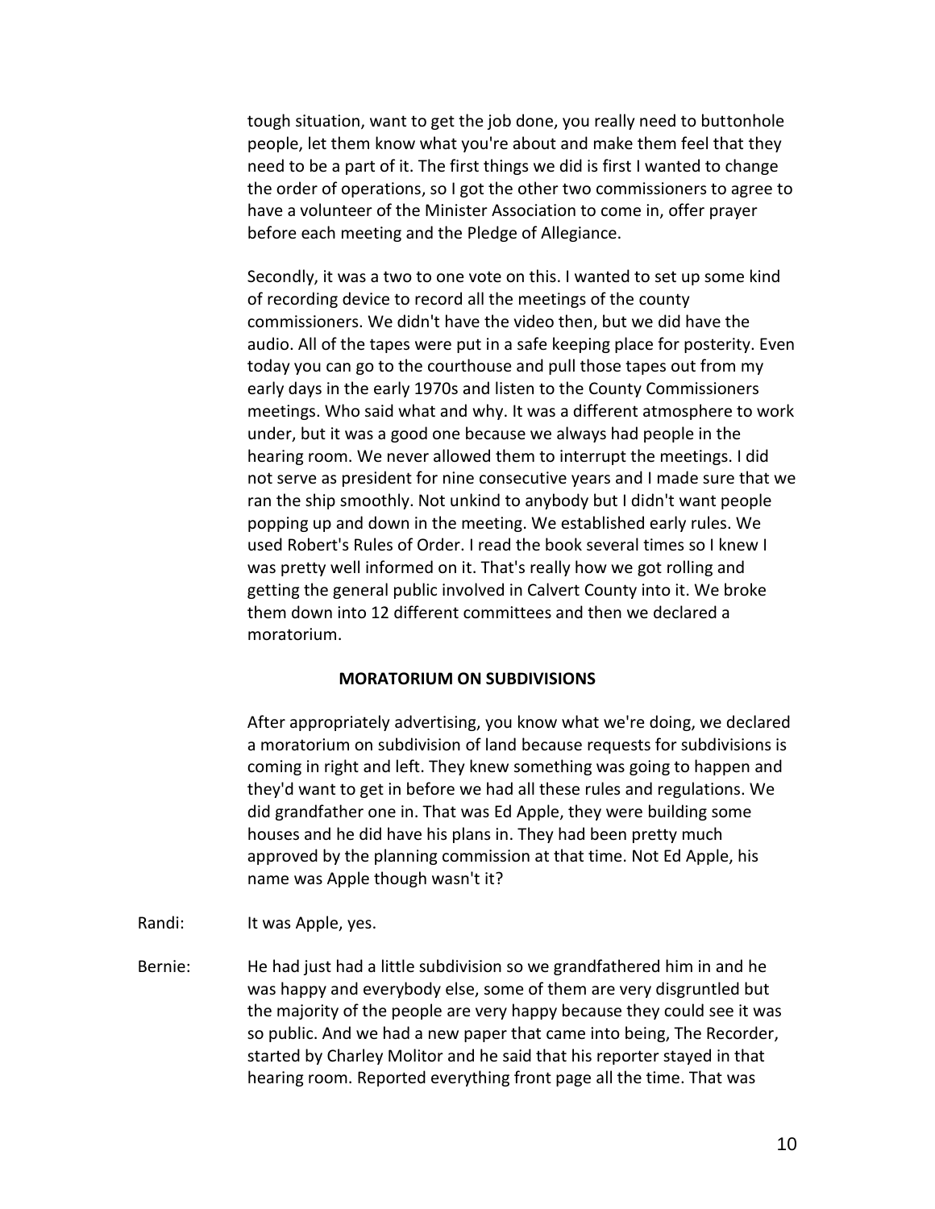tough situation, want to get the job done, you really need to buttonhole people, let them know what you're about and make them feel that they need to be a part of it. The first things we did is first I wanted to change the order of operations, so I got the other two commissioners to agree to have a volunteer of the Minister Association to come in, offer prayer before each meeting and the Pledge of Allegiance.

Secondly, it was a two to one vote on this. I wanted to set up some kind of recording device to record all the meetings of the county commissioners. We didn't have the video then, but we did have the audio. All of the tapes were put in a safe keeping place for posterity. Even today you can go to the courthouse and pull those tapes out from my early days in the early 1970s and listen to the County Commissioners meetings. Who said what and why. It was a different atmosphere to work under, but it was a good one because we always had people in the hearing room. We never allowed them to interrupt the meetings. I did not serve as president for nine consecutive years and I made sure that we ran the ship smoothly. Not unkind to anybody but I didn't want people popping up and down in the meeting. We established early rules. We used Robert's Rules of Order. I read the book several times so I knew I was pretty well informed on it. That's really how we got rolling and getting the general public involved in Calvert County into it. We broke them down into 12 different committees and then we declared a moratorium.

**MORATORIUM ON SUBDIVISIONS**

After appropriately advertising, you know what we're doing, we declared a moratorium on subdivision of land because requests for subdivisions is coming in right and left. They knew something was going to happen and they'd want to get in before we had all these rules and regulations. We did grandfather one in. That was Ed Apple, they were building some houses and he did have his plans in. They had been pretty much approved by the planning commission at that time. Not Ed Apple, his name was Apple though wasn't it?

Randi: It was Apple, yes.

Bernie: He had just had a little subdivision so we grandfathered him in and he was happy and everybody else, some of them are very disgruntled but the majority of the people are very happy because they could see it was so public. And we had a new paper that came into being, The Recorder, started by Charley Molitor and he said that his reporter stayed in that hearing room. Reported everything front page all the time. That was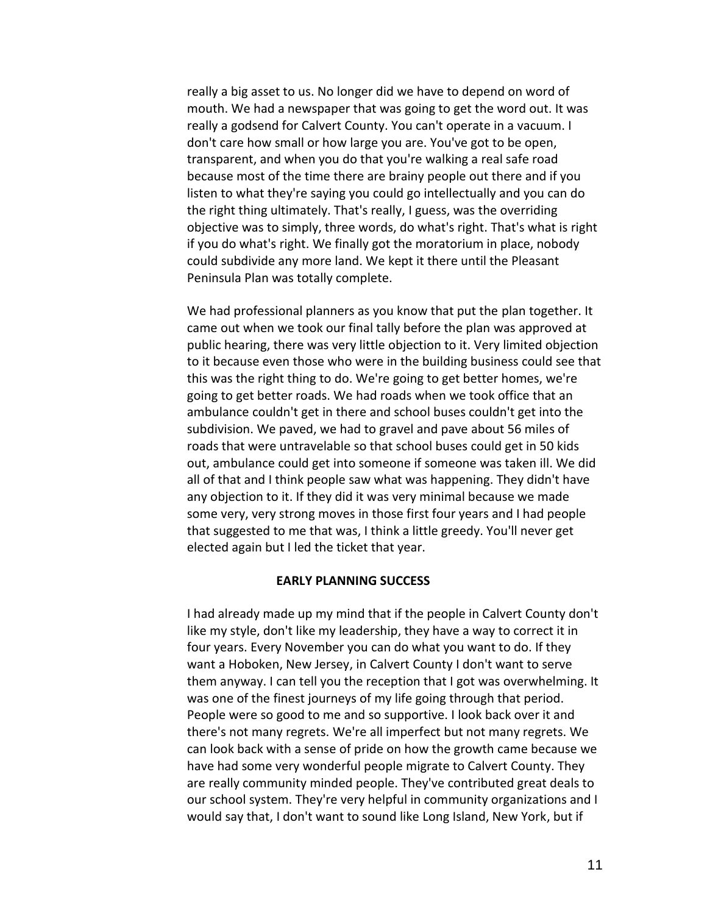really a big asset to us. No longer did we have to depend on word of mouth. We had a newspaper that was going to get the word out. It was really a godsend for Calvert County. You can't operate in a vacuum. I don't care how small or how large you are. You've got to be open, transparent, and when you do that you're walking a real safe road because most of the time there are brainy people out there and if you listen to what they're saying you could go intellectually and you can do the right thing ultimately. That's really, I guess, was the overriding objective was to simply, three words, do what's right. That's what is right if you do what's right. We finally got the moratorium in place, nobody could subdivide any more land. We kept it there until the Pleasant Peninsula Plan was totally complete.

We had professional planners as you know that put the plan together. It came out when we took our final tally before the plan was approved at public hearing, there was very little objection to it. Very limited objection to it because even those who were in the building business could see that this was the right thing to do. We're going to get better homes, we're going to get better roads. We had roads when we took office that an ambulance couldn't get in there and school buses couldn't get into the subdivision. We paved, we had to gravel and pave about 56 miles of roads that were untravelable so that school buses could get in 50 kids out, ambulance could get into someone if someone was taken ill. We did all of that and I think people saw what was happening. They didn't have any objection to it. If they did it was very minimal because we made some very, very strong moves in those first four years and I had people that suggested to me that was, I think a little greedy. You'll never get elected again but I led the ticket that year.

## EARLY PLANNING SUCCESS

I had already made up my mind that if the people in Calvert County don't like my style, don't like my leadership, they have a way to correct it in four years. Every November you can do what you want to do. If they want a Hoboken, New Jersey, in Calvert County I don't want to serve them anyway. I can tell you the reception that I got was overwhelming. It was one of the finest journeys of my life going through that period. People were so good to me and so supportive. I look back over it and there's not many regrets. We're all imperfect but not many regrets. We can look back with a sense of pride on how the growth came because we have had some very wonderful people migrate to Calvert County. They are really community minded people. They've contributed great deals to our school system. They're very helpful in community organizations and I would say that, I don't want to sound like Long Island, New York, but if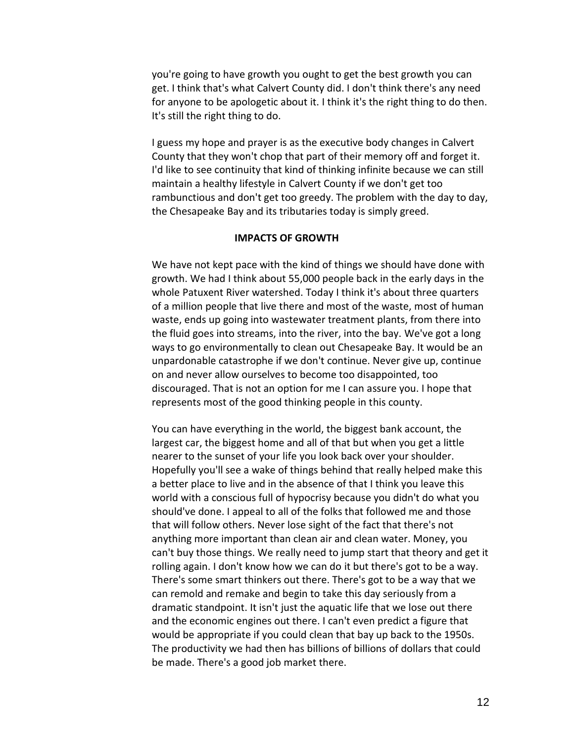you're going to have growth you ought to get the best growth you can get. I think that's what Calvert County did. I don't think there's any need for anyone to be apologetic about it. I think it's the right thing to do then. It's still the right thing to do.

I guess my hope and prayer is as the executive body changes in Calvert County that they won't chop that part of their memory off and forget it. I'd like to see continuity that kind of thinking infinite because we can still maintain a healthy lifestyle in Calvert County if we don't get too rambunctious and don't get too greedy. The problem with the day to day, the Chesapeake Bay and its tributaries today is simply greed.

## IMPACTS OF GROWTH

We have not kept pace with the kind of things we should have done with growth. We had I think about 55,000 people back in the early days in the whole Patuxent River watershed. Today I think it's about three quarters of a million people that live there and most of the waste, most of human waste, ends up going into wastewater treatment plants, from there into the fluid goes into streams, into the river, into the bay. We've got a long ways to go environmentally to clean out Chesapeake Bay. It would be an unpardonable catastrophe if we don't continue. Never give up, continue on and never allow ourselves to become too disappointed, too discouraged. That is not an option for me I can assure you. I hope that represents most of the good thinking people in this county.

You can have everything in the world, the biggest bank account, the largest car, the biggest home and all of that but when you get a little nearer to the sunset of your life you look back over your shoulder. Hopefully you'll see a wake of things behind that really helped make this a better place to live and in the absence of that I think you leave this world with a conscious full of hypocrisy because you didn't do what you should've done. I appeal to all of the folks that followed me and those that will follow others. Never lose sight of the fact that there's not anything more important than clean air and clean water. Money, you can't buy those things. We really need to jump start that theory and get it rolling again. I don't know how we can do it but there's got to be a way. There's some smart thinkers out there. There's got to be a way that we can remold and remake and begin to take this day seriously from a dramatic standpoint. It isn't just the aquatic life that we lose out there and the economic engines out there. I can't even predict a figure that would be appropriate if you could clean that bay up back to the 1950s. The productivity we had then has billions of billions of dollars that could be made. There's a good job market there.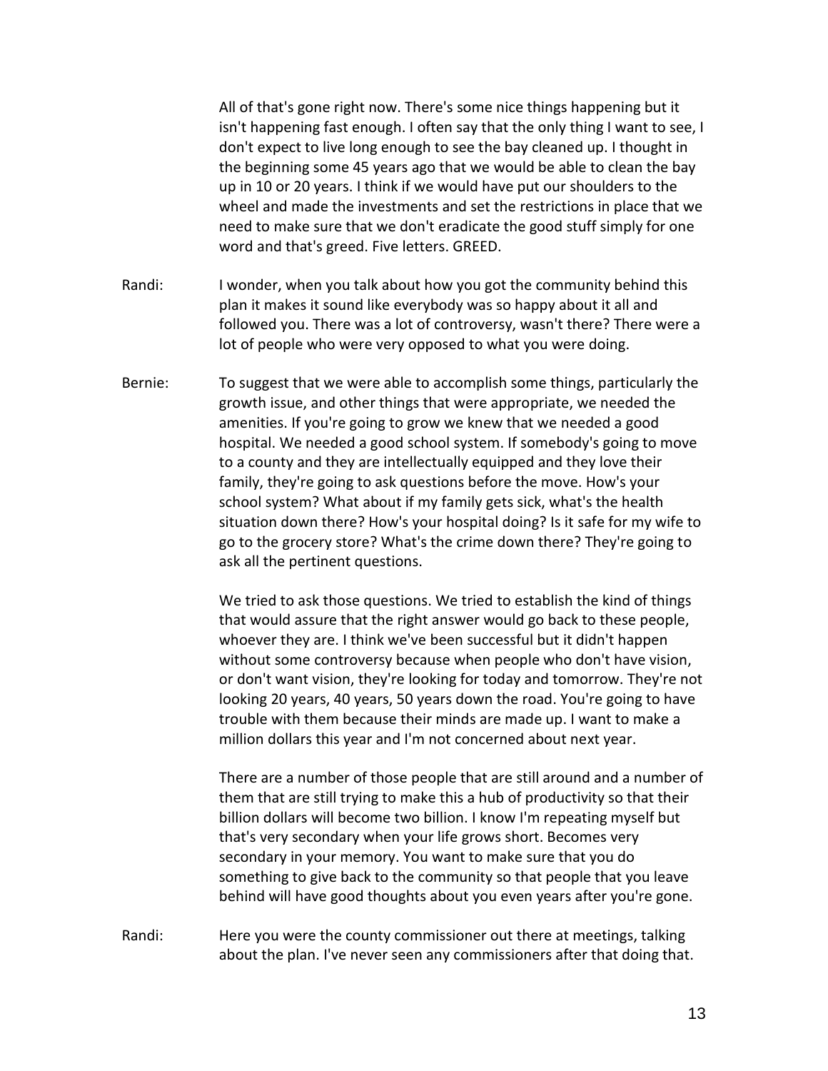All of that's gone right now. There's some nice things happening but it isn't happening fast enough. I often say that the only thing I want to see, I don't expect to live long enough to see the bay cleaned up. I thought in the beginning some 45 years ago that we would be able to clean the bay up in 10 or 20 years. I think if we would have put our shoulders to the wheel and made the investments and set the restrictions in place that we need to make sure that we don't eradicate the good stuff simply for one word and that's greed. Five letters. GREED.

Randi: I wonder, when you talk about how you got the community behind this plan it makes it sound like everybody was so happy about it all and followed you. There was a lot of controversy, wasn't there? There were a lot of people who were very opposed to what you were doing.

Bernie: To suggest that we were able to accomplish some things, particularly the growth issue, and other things that were appropriate, we needed the amenities. If you're going to grow we knew that we needed a good hospital. We needed a good school system. If somebody's going to move to a county and they are intellectually equipped and they love their family, they're going to ask questions before the move. How's your school system? What about if my family gets sick, what's the health situation down there? How's your hospital doing? Is it safe for my wife to go to the grocery store? What's the crime down there? They're going to ask all the pertinent questions.

We tried to ask those questions. We tried to establish the kind of things that would assure that the right answer would go back to these people, whoever they are. I think we've been successful but it didn't happen without some controversy because when people who don't have vision, or don't want vision, they're looking for today and tomorrow. They're not looking 20 years, 40 years, 50 years down the road. You're going to have trouble with them because their minds are made up. I want to make a million dollars this year and I'm not concerned about next year.

There are a number of those people that are still around and a number of them that are still trying to make this a hub of productivity so that their billion dollars will become two billion. I know I'm repeating myself but that's very secondary when your life grows short. Becomes very secondary in your memory. You want to make sure that you do something to give back to the community so that people that you leave behind will have good thoughts about you even years after you're gone.

Randi: Here you were the county commissioner out there at meetings, talking about the plan. I've never seen any commissioners after that doing that.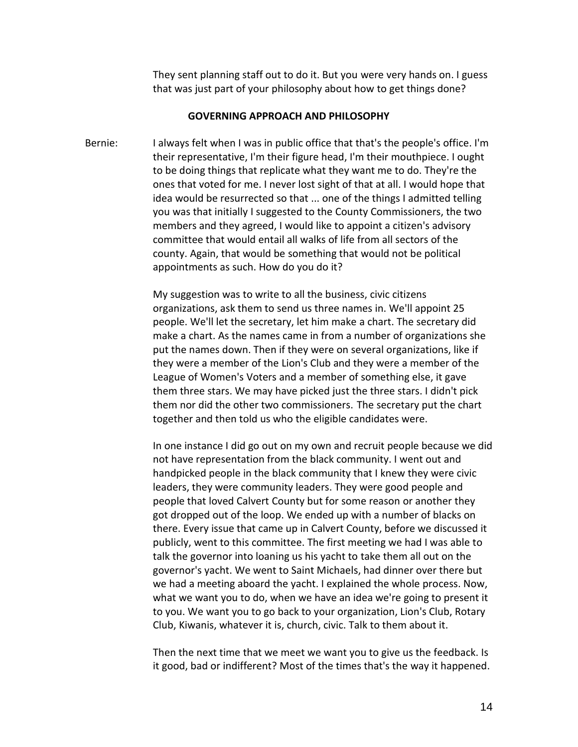They sent planning staff out to do it. But you were very hands on. I guess that was just part of your philosophy about how to get things done?

## GOVERNING APPROACH AND PHILOSOPHY

Bernie: I always felt when I was in public office that that's the people's office. I'm their representative, I'm their figure head, I'm their mouthpiece. I ought to be doing things that replicate what they want me to do. They're the ones that voted for me. I never lost sight of that at all. I would hope that idea would be resurrected so that ... one of the things I admitted telling you was that initially I suggested to the County Commissioners, the two members and they agreed, I would like to appoint a citizen's advisory committee that would entail all walks of life from all sectors of the county. Again, that would be something that would not be political appointments as such. How do you do it?

My suggestion was to write to all the business, civic citizens organizations, ask them to send us three names in. We'll appoint 25 people. We'll let the secretary, let him make a chart. The secretary did make a chart. As the names came in from a number of organizations she put the names down. Then if they were on several organizations, like if they were a member of the Lion's Club and they were a member of the League of Women's Voters and a member of something else, it gave them three stars. We may have picked just the three stars. I didn't pick them nor did the other two commissioners. The secretary put the chart together and then told us who the eligible candidates were.

In one instance I did go out on my own and recruit people because we did not have representation from the black community. I went out and handpicked people in the black community that I knew they were civic leaders, they were community leaders. They were good people and people that loved Calvert County but for some reason or another they got dropped out of the loop. We ended up with a number of blacks on there. Every issue that came up in Calvert County, before we discussed it publicly, went to this committee. The first meeting we had I was able to talk the governor into loaning us his yacht to take them all out on the governor's yacht. We went to Saint Michaels, had dinner over there but we had a meeting aboard the yacht. I explained the whole process. Now, what we want you to do, when we have an idea we're going to present it to you. We want you to go back to your organization, Lion's Club, Rotary Club, Kiwanis, whatever it is, church, civic. Talk to them about it.

Then the next time that we meet we want you to give us the feedback. Is it good, bad or indifferent? Most of the times that's the way it happened.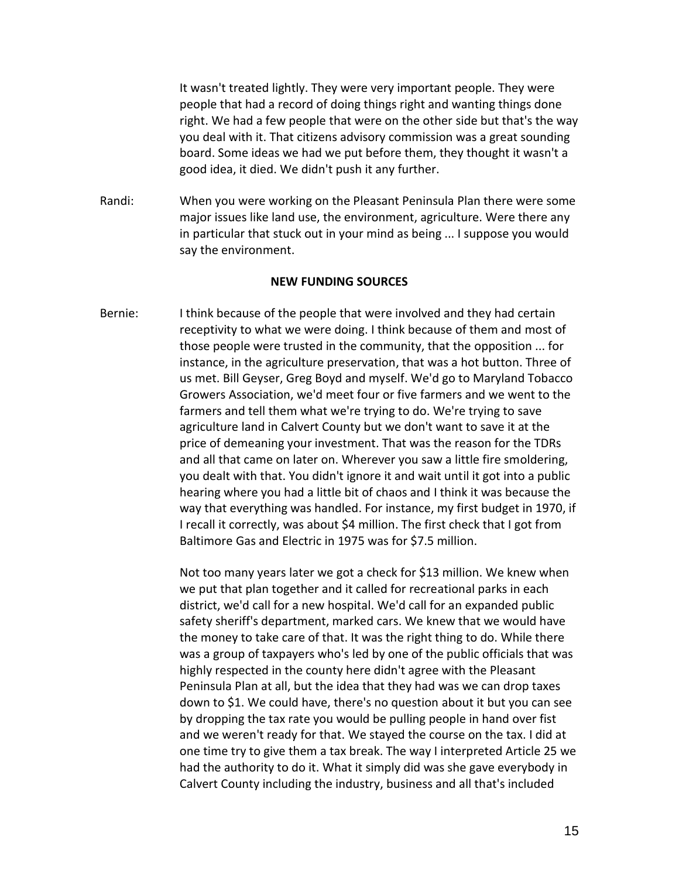It wasn't treated lightly. They were very important people. They were people that had a record of doing things right and wanting things done right. We had a few people that were on the other side but that's the way you deal with it. That citizens advisory commission was a great sounding board. Some ideas we had we put before them, they thought it wasn't a good idea, it died. We didn't push it any further.

Randi: When you were working on the Pleasant Peninsula Plan there were some major issues like land use, the environment, agriculture. Were there any in particular that stuck out in your mind as being ... I suppose you would say the environment.

**NEW FUNDING SOURCES**

Bernie: I think because of the people that were involved and they had certain receptivity to what we were doing. I think because of them and most of those people were trusted in the community, that the opposition ... for instance, in the agriculture preservation, that was a hot button. Three of us met. Bill Geyser, Greg Boyd and myself. We'd go to Maryland Tobacco Growers Association, we'd meet four or five farmers and we went to the farmers and tell them what we're trying to do. We're trying to save agriculture land in Calvert County but we don't want to save it at the price of demeaning your investment. That was the reason for the TDRs and all that came on later on. Wherever you saw a little fire smoldering, you dealt with that. You didn't ignore it and wait until it got into a public hearing where you had a little bit of chaos and I think it was because the way that everything was handled. For instance, my first budget in 1970, if I recall it correctly, was about $4 million. The first check that I got from Baltimore Gas and Electric in 1975 was for $7.5 million.

Not too many years later we got a check for $13 million. We knew when we put that plan together and it called for recreational parks in each district, we'd call for a new hospital. We'd call for an expanded public safety sheriff's department, marked cars. We knew that we would have the money to take care of that. It was the right thing to do. While there was a group of taxpayers who's led by one of the public officials that was highly respected in the county here didn't agree with the Pleasant Peninsula Plan at all, but the idea that they had was we can drop taxes down to $1. We could have, there's no question about it but you can see by dropping the tax rate you would be pulling people in hand over fist and we weren't ready for that. We stayed the course on the tax. I did at one time try to give them a tax break. The way I interpreted Article 25 we had the authority to do it. What it simply did was she gave everybody in Calvert County including the industry, business and all that's included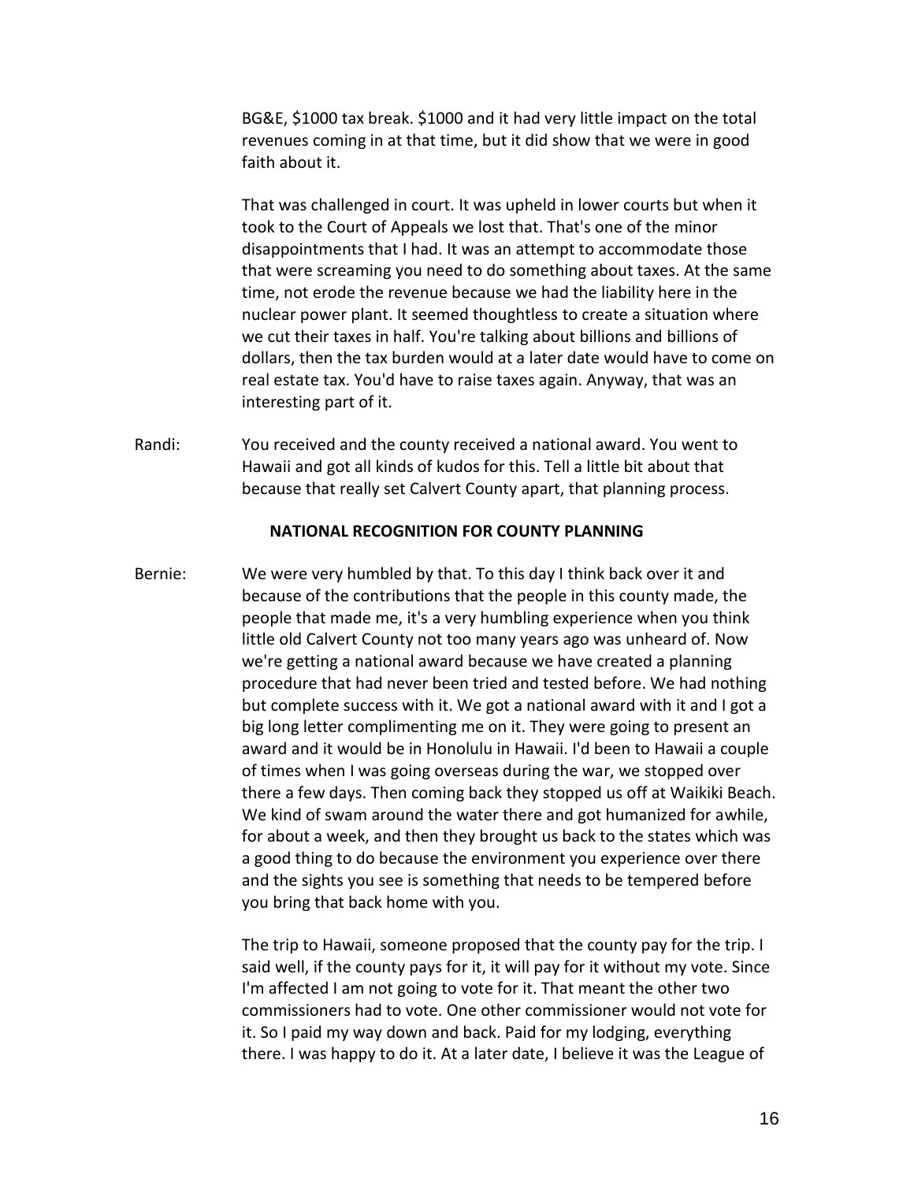BG&E, $1000 tax break. $1000 and it had very little impact on the total revenues coming in at that time, but it did show that we were in good faith about it.

That was challenged in court. It was upheld in lower courts but when it took to the Court of Appeals we lost that. That's one of the minor disappointments that I had. It was an attempt to accommodate those that were screaming you need to do something about taxes. At the same time, not erode the revenue because we had the liability here in the nuclear power plant. It seemed thoughtless to create a situation where we cut their taxes in half. You're talking about billions and billions of dollars, then the tax burden would at a later date would have to come on real estate tax. You'd have to raise taxes again. Anyway, that was an interesting part of it.

Randi: You received and the county received a national award. You went to Hawaii and got all kinds of kudos for this. Tell a little bit about that because that really set Calvert County apart, that planning process.

## NATIONAL RECOGNITION FOR COUNTY PLANNING

Bernie: We were very humbled by that. To this day I think back over it and because of the contributions that the people in this county made, the people that made me, it's a very humbling experience when you think little old Calvert County not too many years ago was unheard of. Now we're getting a national award because we have created a planning procedure that had never been tried and tested before. We had nothing but complete success with it. We got a national award with it and I got a big long letter complimenting me on it. They were going to present an award and it would be in Honolulu in Hawaii. I'd been to Hawaii a couple of times when I was going overseas during the war, we stopped over there a few days. Then coming back they stopped us off at Waikiki Beach. We kind of swam around the water there and got humanized for awhile, for about a week, and then they brought us back to the states which was a good thing to do because the environment you experience over there and the sights you see is something that needs to be tempered before you bring that back home with you.

The trip to Hawaii, someone proposed that the county pay for the trip. I said well, if the county pays for it, it will pay for it without my vote. Since I'm affected I am not going to vote for it. That meant the other two commissioners had to vote. One other commissioner would not vote for it. So I paid my way down and back. Paid for my lodging, everything there. I was happy to do it. At a later date, I believe it was the League of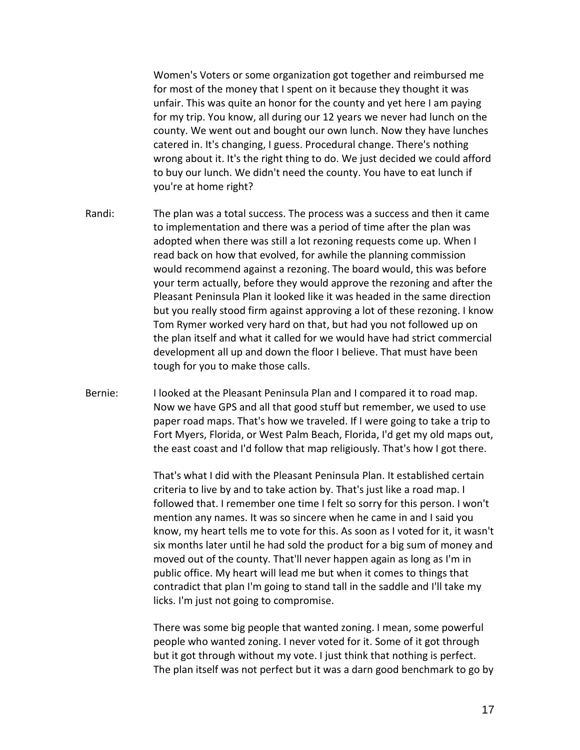Women's Voters or some organization got together and reimbursed me for most of the money that I spent on it because they thought it was unfair. This was quite an honor for the county and yet here I am paying for my trip. You know, all during our 12 years we never had lunch on the county. We went out and bought our own lunch. Now they have lunches catered in. It's changing, I guess. Procedural change. There's nothing wrong about it. It's the right thing to do. We just decided we could afford to buy our lunch. We didn't need the county. You have to eat lunch if you're at home right?

Randi: The plan was a total success. The process was a success and then it came to implementation and there was a period of time after the plan was adopted when there was still a lot rezoning requests come up. When I read back on how that evolved, for awhile the planning commission would recommend against a rezoning. The board would, this was before your term actually, before they would approve the rezoning and after the Pleasant Peninsula Plan it looked like it was headed in the same direction but you really stood firm against approving a lot of these rezoning. I know Tom Rymer worked very hard on that, but had you not followed up on the plan itself and what it called for we would have had strict commercial development all up and down the floor I believe. That must have been tough for you to make those calls.

Bernie: I looked at the Pleasant Peninsula Plan and I compared it to road map. Now we have GPS and all that good stuff but remember, we used to use paper road maps. That's how we traveled. If I were going to take a trip to Fort Myers, Florida, or West Palm Beach, Florida, I'd get my old maps out, the east coast and I'd follow that map religiously. That's how I got there.

That's what I did with the Pleasant Peninsula Plan. It established certain criteria to live by and to take action by. That's just like a road map. I followed that. I remember one time I felt so sorry for this person. I won't mention any names. It was so sincere when he came in and I said you know, my heart tells me to vote for this. As soon as I voted for it, it wasn't six months later until he had sold the product for a big sum of money and moved out of the county. That'll never happen again as long as I'm in public office. My heart will lead me but when it comes to things that contradict that plan I'm going to stand tall in the saddle and I'll take my licks. I'm just not going to compromise.

There was some big people that wanted zoning. I mean, some powerful people who wanted zoning. I never voted for it. Some of it got through but it got through without my vote. I just think that nothing is perfect. The plan itself was not perfect but it was a darn good benchmark to go by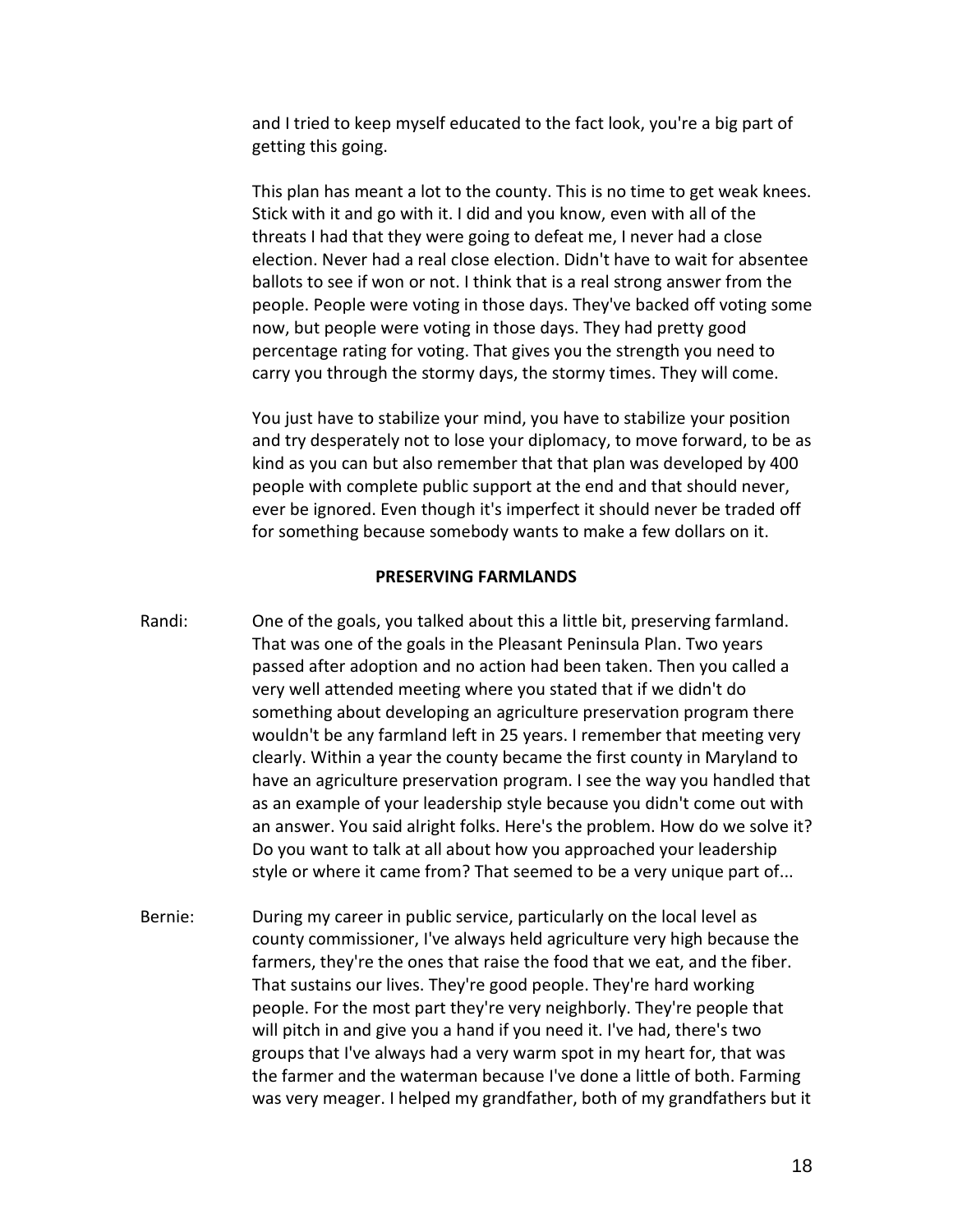and I tried to keep myself educated to the fact look, you're a big part of getting this going.

This plan has meant a lot to the county. This is no time to get weak knees. Stick with it and go with it. I did and you know, even with all of the threats I had that they were going to defeat me, I never had a close election. Never had a real close election. Didn't have to wait for absentee ballots to see if won or not. I think that is a real strong answer from the people. People were voting in those days. They've backed off voting some now, but people were voting in those days. They had pretty good percentage rating for voting. That gives you the strength you need to carry you through the stormy days, the stormy times. They will come.

You just have to stabilize your mind, you have to stabilize your position and try desperately not to lose your diplomacy, to move forward, to be as kind as you can but also remember that that plan was developed by 400 people with complete public support at the end and that should never, ever be ignored. Even though it's imperfect it should never be traded off for something because somebody wants to make a few dollars on it.

## PRESERVING FARMLANDS

Randi: One of the goals, you talked about this a little bit, preserving farmland. That was one of the goals in the Pleasant Peninsula Plan. Two years passed after adoption and no action had been taken. Then you called a very well attended meeting where you stated that if we didn't do something about developing an agriculture preservation program there wouldn't be any farmland left in 25 years. I remember that meeting very clearly. Within a year the county became the first county in Maryland to have an agriculture preservation program. I see the way you handled that as an example of your leadership style because you didn't come out with an answer. You said alright folks. Here's the problem. How do we solve it? Do you want to talk at all about how you approached your leadership style or where it came from? That seemed to be a very unique part of...

Bernie: During my career in public service, particularly on the local level as county commissioner, I've always held agriculture very high because the farmers, they're the ones that raise the food that we eat, and the fiber. That sustains our lives. They're good people. They're hard working people. For the most part they're very neighborly. They're people that will pitch in and give you a hand if you need it. I've had, there's two groups that I've always had a very warm spot in my heart for, that was the farmer and the waterman because I've done a little of both. Farming was very meager. I helped my grandfather, both of my grandfathers but it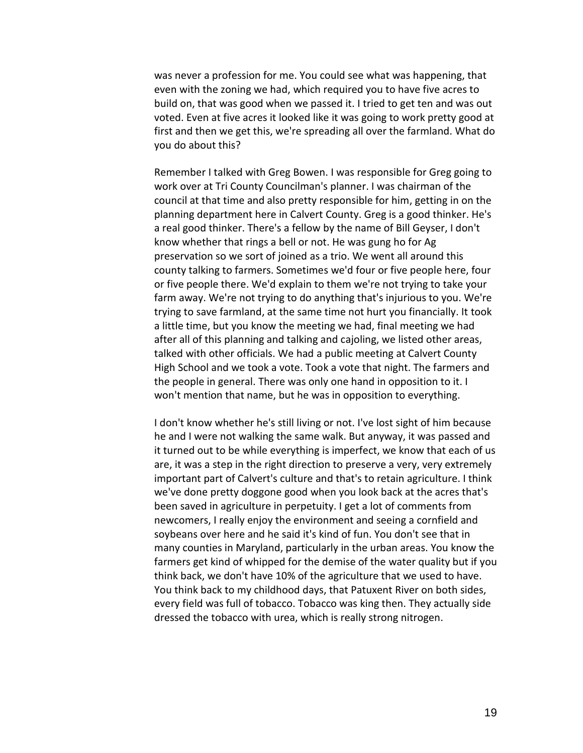was never a profession for me. You could see what was happening, that even with the zoning we had, which required you to have five acres to build on, that was good when we passed it. I tried to get ten and was out voted. Even at five acres it looked like it was going to work pretty good at first and then we get this, we're spreading all over the farmland. What do you do about this?

Remember I talked with Greg Bowen. I was responsible for Greg going to work over at Tri County Councilman's planner. I was chairman of the council at that time and also pretty responsible for him, getting in on the planning department here in Calvert County. Greg is a good thinker. He's a real good thinker. There's a fellow by the name of Bill Geyser, I don't know whether that rings a bell or not. He was gung ho for Ag preservation so we sort of joined as a trio. We went all around this county talking to farmers. Sometimes we'd four or five people here, four or five people there. We'd explain to them we're not trying to take your farm away. We're not trying to do anything that's injurious to you. We're trying to save farmland, at the same time not hurt you financially. It took a little time, but you know the meeting we had, final meeting we had after all of this planning and talking and cajoling, we listed other areas, talked with other officials. We had a public meeting at Calvert County High School and we took a vote. Took a vote that night. The farmers and the people in general. There was only one hand in opposition to it. I won't mention that name, but he was in opposition to everything.

I don't know whether he's still living or not. I've lost sight of him because he and I were not walking the same walk. But anyway, it was passed and it turned out to be while everything is imperfect, we know that each of us are, it was a step in the right direction to preserve a very, very extremely important part of Calvert's culture and that's to retain agriculture. I think we've done pretty doggone good when you look back at the acres that's been saved in agriculture in perpetuity. I get a lot of comments from newcomers, I really enjoy the environment and seeing a cornfield and soybeans over here and he said it's kind of fun. You don't see that in many counties in Maryland, particularly in the urban areas. You know the farmers get kind of whipped for the demise of the water quality but if you think back, we don't have 10% of the agriculture that we used to have. You think back to my childhood days, that Patuxent River on both sides, every field was full of tobacco. Tobacco was king then. They actually side dressed the tobacco with urea, which is really strong nitrogen.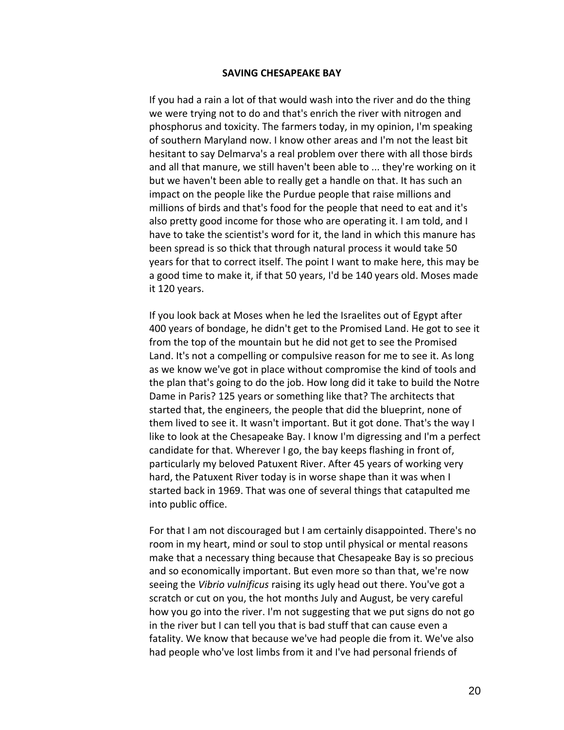**SAVING CHESAPEAKE BAY**

If you had a rain a lot of that would wash into the river and do the thing we were trying not to do and that's enrich the river with nitrogen and phosphorus and toxicity. The farmers today, in my opinion, I'm speaking of southern Maryland now. I know other areas and I'm not the least bit hesitant to say Delmarva's a real problem over there with all those birds and all that manure, we still haven't been able to ... they're working on it but we haven't been able to really get a handle on that. It has such an impact on the people like the Purdue people that raise millions and millions of birds and that's food for the people that need to eat and it's also pretty good income for those who are operating it. I am told, and I have to take the scientist's word for it, the land in which this manure has been spread is so thick that through natural process it would take 50 years for that to correct itself. The point I want to make here, this may be a good time to make it, if that 50 years, I'd be 140 years old. Moses made it 120 years.

If you look back at Moses when he led the Israelites out of Egypt after 400 years of bondage, he didn't get to the Promised Land. He got to see it from the top of the mountain but he did not get to see the Promised Land. It's not a compelling or compulsive reason for me to see it. As long as we know we've got in place without compromise the kind of tools and the plan that's going to do the job. How long did it take to build the Notre Dame in Paris? 125 years or something like that? The architects that started that, the engineers, the people that did the blueprint, none of them lived to see it. It wasn't important. But it got done. That's the way I like to look at the Chesapeake Bay. I know I'm digressing and I'm a perfect candidate for that. Wherever I go, the bay keeps flashing in front of, particularly my beloved Patuxent River. After 45 years of working very hard, the Patuxent River today is in worse shape than it was when I started back in 1969. That was one of several things that catapulted me into public office.

For that I am not discouraged but I am certainly disappointed. There's no room in my heart, mind or soul to stop until physical or mental reasons make that a necessary thing because that Chesapeake Bay is so precious and so economically important. But even more so than that, we're now seeing the *Vibrio vulnificus* raising its ugly head out there. You've got a scratch or cut on you, the hot months July and August, be very careful how you go into the river. I'm not suggesting that we put signs do not go in the river but I can tell you that is bad stuff that can cause even a fatality. We know that because we've had people die from it. We've also had people who've lost limbs from it and I've had personal friends of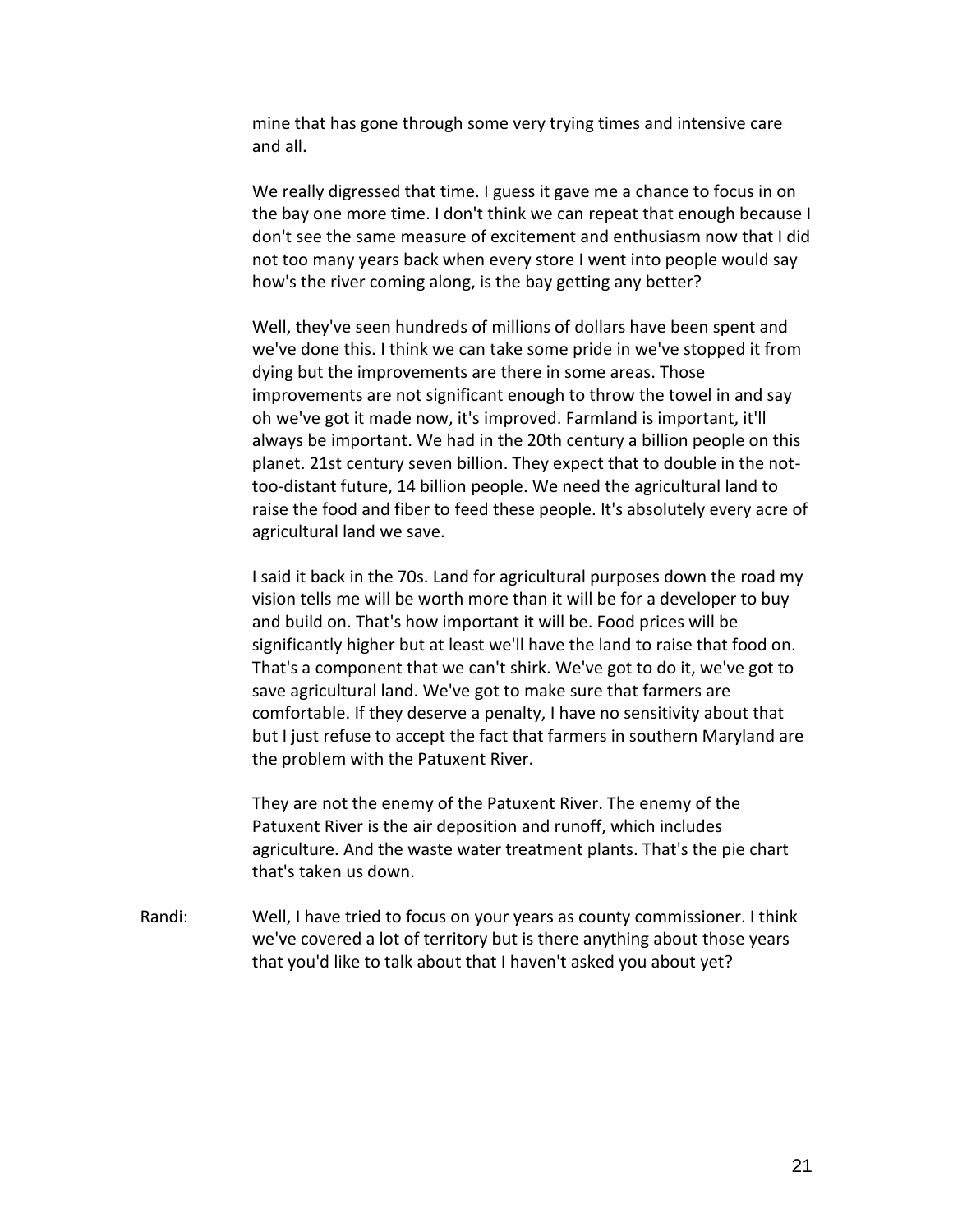mine that has gone through some very trying times and intensive care and all.

We really digressed that time. I guess it gave me a chance to focus in on the bay one more time. I don't think we can repeat that enough because I don't see the same measure of excitement and enthusiasm now that I did not too many years back when every store I went into people would say how's the river coming along, is the bay getting any better?

Well, they've seen hundreds of millions of dollars have been spent and we've done this. I think we can take some pride in we've stopped it from dying but the improvements are there in some areas. Those improvements are not significant enough to throw the towel in and say oh we've got it made now, it's improved. Farmland is important, it'll always be important. We had in the 20th century a billion people on this planet. 21st century seven billion. They expect that to double in the not-too-distant future, 14 billion people. We need the agricultural land to raise the food and fiber to feed these people. It's absolutely every acre of agricultural land we save.

I said it back in the 70s. Land for agricultural purposes down the road my vision tells me will be worth more than it will be for a developer to buy and build on. That's how important it will be. Food prices will be significantly higher but at least we'll have the land to raise that food on. That's a component that we can't shirk. We've got to do it, we've got to save agricultural land. We've got to make sure that farmers are comfortable. If they deserve a penalty, I have no sensitivity about that but I just refuse to accept the fact that farmers in southern Maryland are the problem with the Patuxent River.

They are not the enemy of the Patuxent River. The enemy of the Patuxent River is the air deposition and runoff, which includes agriculture. And the waste water treatment plants. That's the pie chart that's taken us down.

Randi: Well, I have tried to focus on your years as county commissioner. I think we've covered a lot of territory but is there anything about those years that you'd like to talk about that I haven't asked you about yet?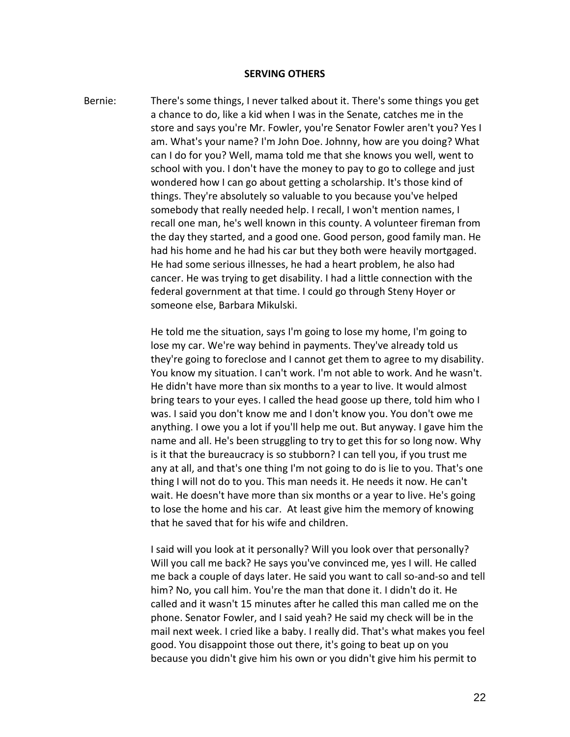## SERVING OTHERS

Bernie: There's some things, I never talked about it. There's some things you get a chance to do, like a kid when I was in the Senate, catches me in the store and says you're Mr. Fowler, you're Senator Fowler aren't you? Yes I am. What's your name? I'm John Doe. Johnny, how are you doing? What can I do for you? Well, mama told me that she knows you well, went to school with you. I don't have the money to pay to go to college and just wondered how I can go about getting a scholarship. It's those kind of things. They're absolutely so valuable to you because you've helped somebody that really needed help. I recall, I won't mention names, I recall one man, he's well known in this county. A volunteer fireman from the day they started, and a good one. Good person, good family man. He had his home and he had his car but they both were heavily mortgaged. He had some serious illnesses, he had a heart problem, he also had cancer. He was trying to get disability. I had a little connection with the federal government at that time. I could go through Steny Hoyer or someone else, Barbara Mikulski.

He told me the situation, says I'm going to lose my home, I'm going to lose my car. We're way behind in payments. They've already told us they're going to foreclose and I cannot get them to agree to my disability. You know my situation. I can't work. I'm not able to work. And he wasn't. He didn't have more than six months to a year to live. It would almost bring tears to your eyes. I called the head goose up there, told him who I was. I said you don't know me and I don't know you. You don't owe me anything. I owe you a lot if you'll help me out. But anyway. I gave him the name and all. He's been struggling to try to get this for so long now. Why is it that the bureaucracy is so stubborn? I can tell you, if you trust me any at all, and that's one thing I'm not going to do is lie to you. That's one thing I will not do to you. This man needs it. He needs it now. He can't wait. He doesn't have more than six months or a year to live. He's going to lose the home and his car. At least give him the memory of knowing that he saved that for his wife and children.

I said will you look at it personally? Will you look over that personally? Will you call me back? He says you've convinced me, yes I will. He called me back a couple of days later. He said you want to call so-and-so and tell him? No, you call him. You're the man that done it. I didn't do it. He called and it wasn't 15 minutes after he called this man called me on the phone. Senator Fowler, and I said yeah? He said my check will be in the mail next week. I cried like a baby. I really did. That's what makes you feel good. You disappoint those out there, it's going to beat up on you because you didn't give him his own or you didn't give him his permit to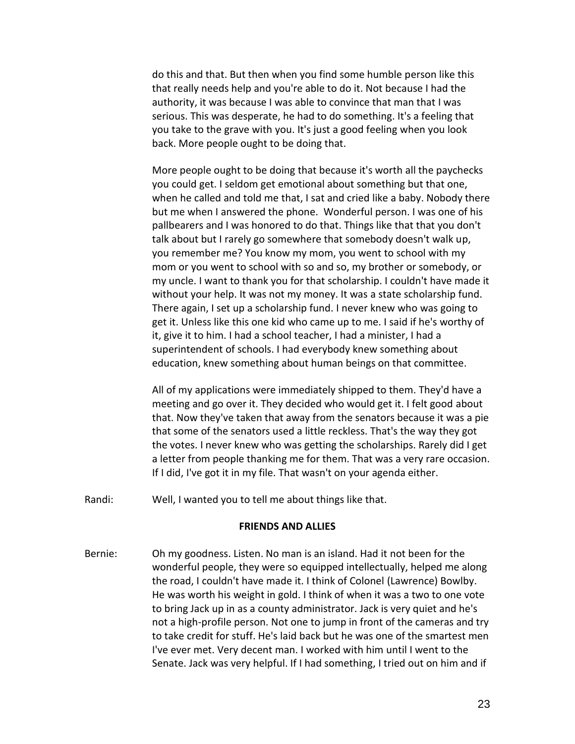do this and that. But then when you find some humble person like this that really needs help and you're able to do it. Not because I had the authority, it was because I was able to convince that man that I was serious. This was desperate, he had to do something. It's a feeling that you take to the grave with you. It's just a good feeling when you look back. More people ought to be doing that.

More people ought to be doing that because it's worth all the paychecks you could get. I seldom get emotional about something but that one, when he called and told me that, I sat and cried like a baby. Nobody there but me when I answered the phone. Wonderful person. I was one of his pallbearers and I was honored to do that. Things like that that you don't talk about but I rarely go somewhere that somebody doesn't walk up, you remember me? You know my mom, you went to school with my mom or you went to school with so and so, my brother or somebody, or my uncle. I want to thank you for that scholarship. I couldn't have made it without your help. It was not my money. It was a state scholarship fund. There again, I set up a scholarship fund. I never knew who was going to get it. Unless like this one kid who came up to me. I said if he's worthy of it, give it to him. I had a school teacher, I had a minister, I had a superintendent of schools. I had everybody knew something about education, knew something about human beings on that committee.

All of my applications were immediately shipped to them. They'd have a meeting and go over it. They decided who would get it. I felt good about that. Now they've taken that away from the senators because it was a pie that some of the senators used a little reckless. That's the way they got the votes. I never knew who was getting the scholarships. Rarely did I get a letter from people thanking me for them. That was a very rare occasion. If I did, I've got it in my file. That wasn't on your agenda either.

Randi: Well, I wanted you to tell me about things like that.

**FRIENDS AND ALLIES**

Bernie: Oh my goodness. Listen. No man is an island. Had it not been for the wonderful people, they were so equipped intellectually, helped me along the road, I couldn't have made it. I think of Colonel (Lawrence) Bowlby. He was worth his weight in gold. I think of when it was a two to one vote to bring Jack up in as a county administrator. Jack is very quiet and he's not a high-profile person. Not one to jump in front of the cameras and try to take credit for stuff. He's laid back but he was one of the smartest men I've ever met. Very decent man. I worked with him until I went to the Senate. Jack was very helpful. If I had something, I tried out on him and if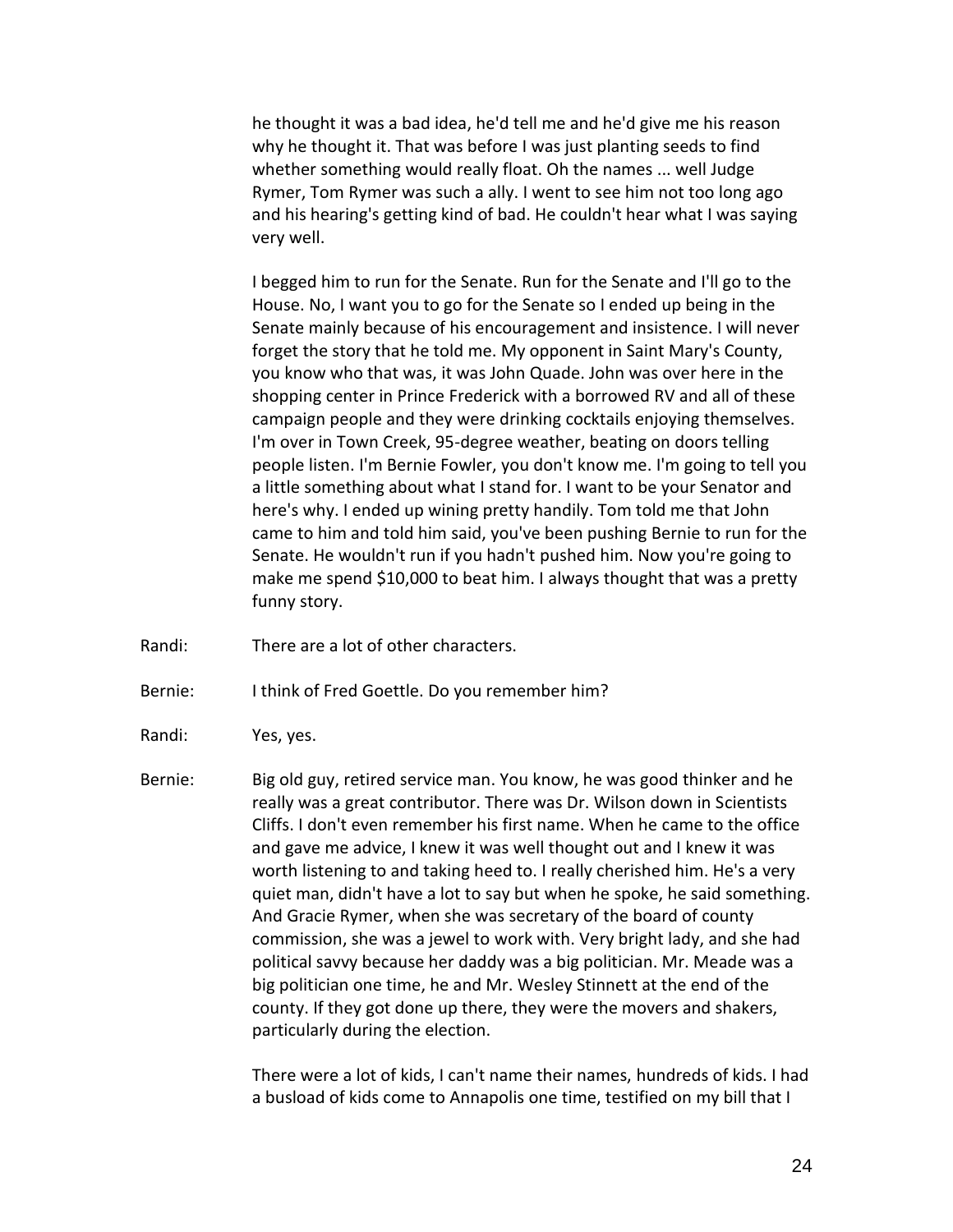he thought it was a bad idea, he'd tell me and he'd give me his reason why he thought it. That was before I was just planting seeds to find whether something would really float. Oh the names ... well Judge Rymer, Tom Rymer was such a ally. I went to see him not too long ago and his hearing's getting kind of bad. He couldn't hear what I was saying very well.

I begged him to run for the Senate. Run for the Senate and I'll go to the House. No, I want you to go for the Senate so I ended up being in the Senate mainly because of his encouragement and insistence. I will never forget the story that he told me. My opponent in Saint Mary's County, you know who that was, it was John Quade. John was over here in the shopping center in Prince Frederick with a borrowed RV and all of these campaign people and they were drinking cocktails enjoying themselves. I'm over in Town Creek, 95-degree weather, beating on doors telling people listen. I'm Bernie Fowler, you don't know me. I'm going to tell you a little something about what I stand for. I want to be your Senator and here's why. I ended up wining pretty handily. Tom told me that John came to him and told him said, you've been pushing Bernie to run for the Senate. He wouldn't run if you hadn't pushed him. Now you're going to make me spend $10,000 to beat him. I always thought that was a pretty funny story.

Randi: There are a lot of other characters.

Bernie: I think of Fred Goettle. Do you remember him?

Randi: Yes, yes.

Bernie: Big old guy, retired service man. You know, he was good thinker and he really was a great contributor. There was Dr. Wilson down in Scientists Cliffs. I don't even remember his first name. When he came to the office and gave me advice, I knew it was well thought out and I knew it was worth listening to and taking heed to. I really cherished him. He's a very quiet man, didn't have a lot to say but when he spoke, he said something. And Gracie Rymer, when she was secretary of the board of county commission, she was a jewel to work with. Very bright lady, and she had political savvy because her daddy was a big politician. Mr. Meade was a big politician one time, he and Mr. Wesley Stinnett at the end of the county. If they got done up there, they were the movers and shakers, particularly during the election.

There were a lot of kids, I can't name their names, hundreds of kids. I had a busload of kids come to Annapolis one time, testified on my bill that I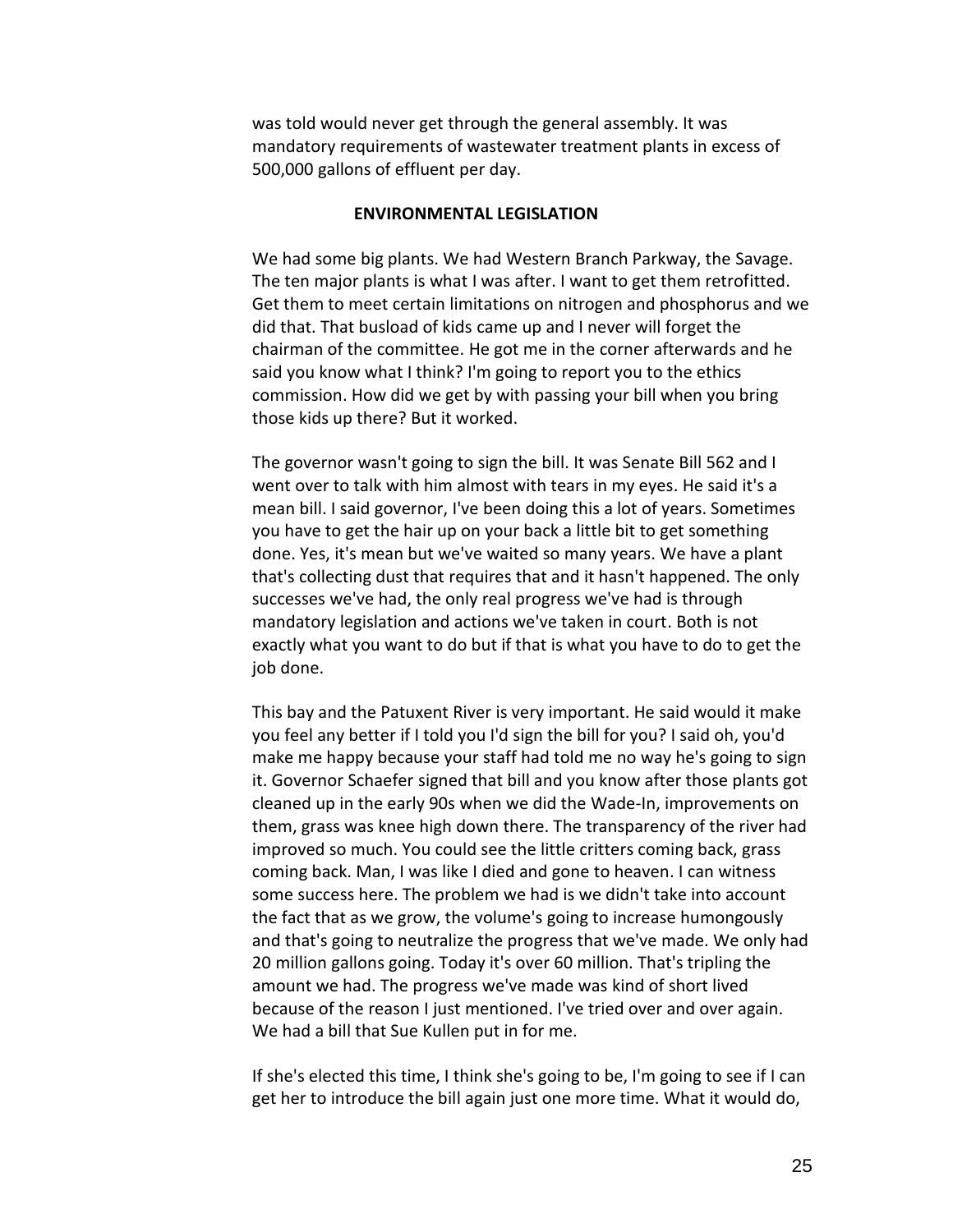was told would never get through the general assembly. It was mandatory requirements of wastewater treatment plants in excess of 500,000 gallons of effluent per day.

## ENVIRONMENTAL LEGISLATION

We had some big plants. We had Western Branch Parkway, the Savage. The ten major plants is what I was after. I want to get them retrofitted. Get them to meet certain limitations on nitrogen and phosphorus and we did that. That busload of kids came up and I never will forget the chairman of the committee. He got me in the corner afterwards and he said you know what I think? I'm going to report you to the ethics commission. How did we get by with passing your bill when you bring those kids up there? But it worked.

The governor wasn't going to sign the bill. It was Senate Bill 562 and I went over to talk with him almost with tears in my eyes. He said it's a mean bill. I said governor, I've been doing this a lot of years. Sometimes you have to get the hair up on your back a little bit to get something done. Yes, it's mean but we've waited so many years. We have a plant that's collecting dust that requires that and it hasn't happened. The only successes we've had, the only real progress we've had is through mandatory legislation and actions we've taken in court. Both is not exactly what you want to do but if that is what you have to do to get the job done.

This bay and the Patuxent River is very important. He said would it make you feel any better if I told you I'd sign the bill for you? I said oh, you'd make me happy because your staff had told me no way he's going to sign it. Governor Schaefer signed that bill and you know after those plants got cleaned up in the early 90s when we did the Wade-In, improvements on them, grass was knee high down there. The transparency of the river had improved so much. You could see the little critters coming back, grass coming back. Man, I was like I died and gone to heaven. I can witness some success here. The problem we had is we didn't take into account the fact that as we grow, the volume's going to increase humongously and that's going to neutralize the progress that we've made. We only had 20 million gallons going. Today it's over 60 million. That's tripling the amount we had. The progress we've made was kind of short lived because of the reason I just mentioned. I've tried over and over again. We had a bill that Sue Kullen put in for me.

If she's elected this time, I think she's going to be, I'm going to see if I can get her to introduce the bill again just one more time. What it would do,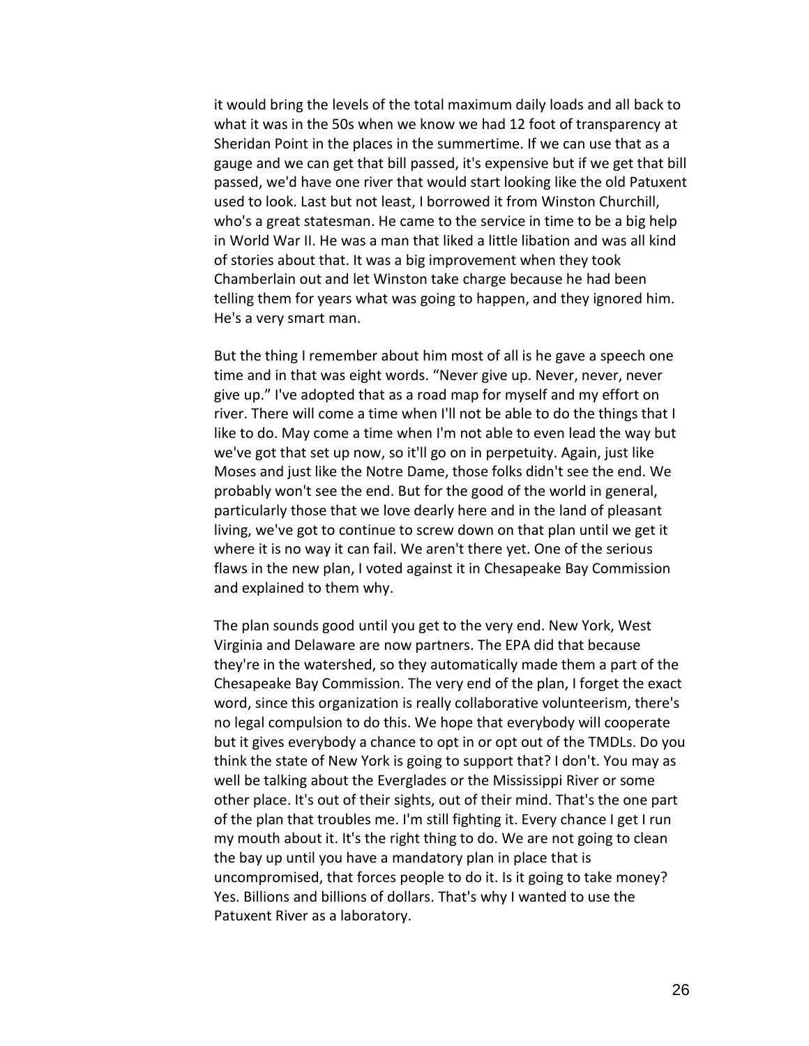it would bring the levels of the total maximum daily loads and all back to what it was in the 50s when we know we had 12 foot of transparency at Sheridan Point in the places in the summertime. If we can use that as a gauge and we can get that bill passed, it's expensive but if we get that bill passed, we'd have one river that would start looking like the old Patuxent used to look. Last but not least, I borrowed it from Winston Churchill, who's a great statesman. He came to the service in time to be a big help in World War II. He was a man that liked a little libation and was all kind of stories about that. It was a big improvement when they took Chamberlain out and let Winston take charge because he had been telling them for years what was going to happen, and they ignored him. He's a very smart man.

But the thing I remember about him most of all is he gave a speech one time and in that was eight words. "Never give up. Never, never, never give up." I've adopted that as a road map for myself and my effort on river. There will come a time when I'll not be able to do the things that I like to do. May come a time when I'm not able to even lead the way but we've got that set up now, so it'll go on in perpetuity. Again, just like Moses and just like the Notre Dame, those folks didn't see the end. We probably won't see the end. But for the good of the world in general, particularly those that we love dearly here and in the land of pleasant living, we've got to continue to screw down on that plan until we get it where it is no way it can fail. We aren't there yet. One of the serious flaws in the new plan, I voted against it in Chesapeake Bay Commission and explained to them why.

The plan sounds good until you get to the very end. New York, West Virginia and Delaware are now partners. The EPA did that because they're in the watershed, so they automatically made them a part of the Chesapeake Bay Commission. The very end of the plan, I forget the exact word, since this organization is really collaborative volunteerism, there's no legal compulsion to do this. We hope that everybody will cooperate but it gives everybody a chance to opt in or opt out of the TMDLs. Do you think the state of New York is going to support that? I don't. You may as well be talking about the Everglades or the Mississippi River or some other place. It's out of their sights, out of their mind. That's the one part of the plan that troubles me. I'm still fighting it. Every chance I get I run my mouth about it. It's the right thing to do. We are not going to clean the bay up until you have a mandatory plan in place that is uncompromised, that forces people to do it. Is it going to take money? Yes. Billions and billions of dollars. That's why I wanted to use the Patuxent River as a laboratory.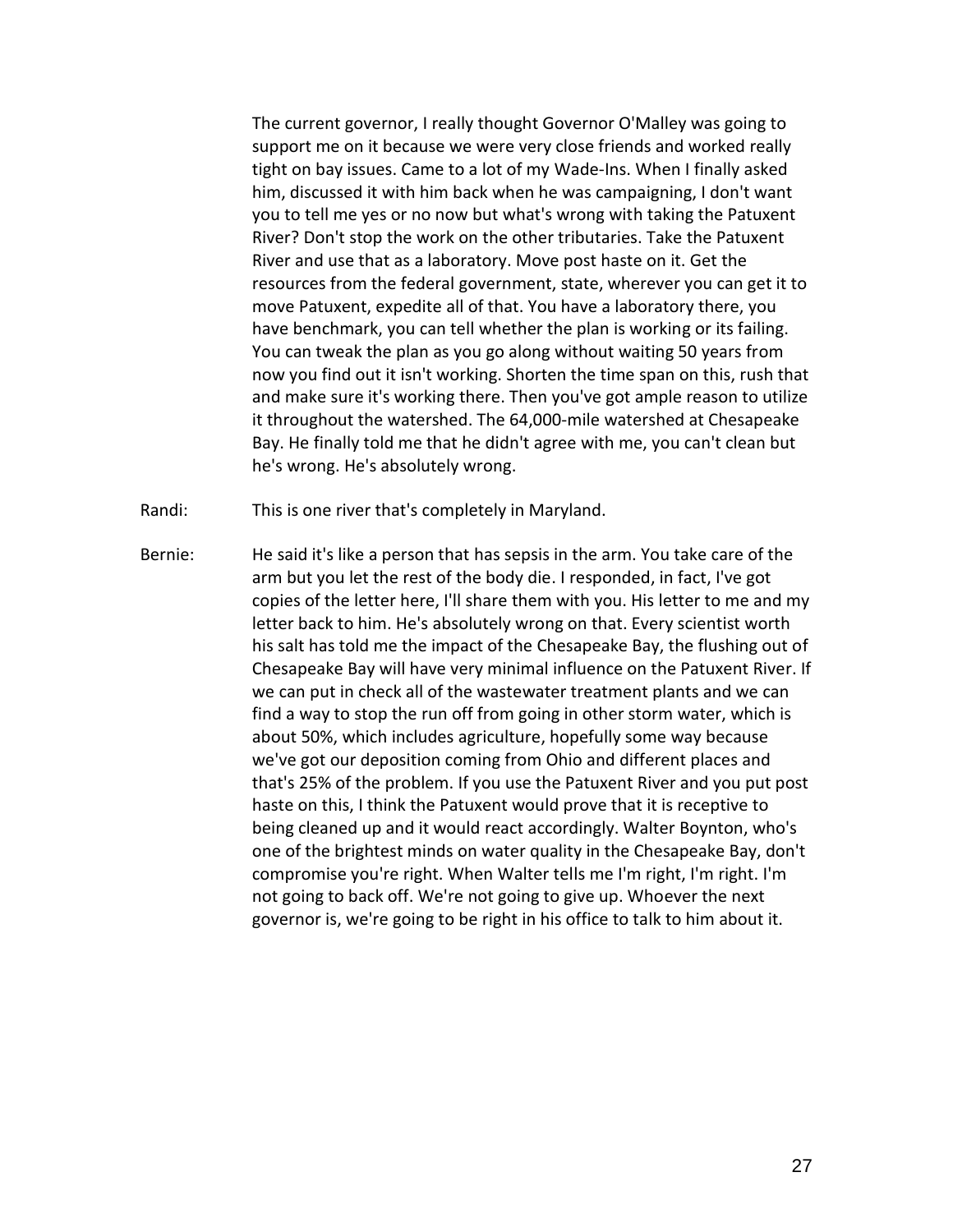The current governor, I really thought Governor O'Malley was going to support me on it because we were very close friends and worked really tight on bay issues. Came to a lot of my Wade-Ins. When I finally asked him, discussed it with him back when he was campaigning, I don't want you to tell me yes or no now but what's wrong with taking the Patuxent River? Don't stop the work on the other tributaries. Take the Patuxent River and use that as a laboratory. Move post haste on it. Get the resources from the federal government, state, wherever you can get it to move Patuxent, expedite all of that. You have a laboratory there, you have benchmark, you can tell whether the plan is working or its failing. You can tweak the plan as you go along without waiting 50 years from now you find out it isn't working. Shorten the time span on this, rush that and make sure it's working there. Then you've got ample reason to utilize it throughout the watershed. The 64,000-mile watershed at Chesapeake Bay. He finally told me that he didn't agree with me, you can't clean but he's wrong. He's absolutely wrong.

Randi: This is one river that's completely in Maryland.

Bernie: He said it's like a person that has sepsis in the arm. You take care of the arm but you let the rest of the body die. I responded, in fact, I've got copies of the letter here, I'll share them with you. His letter to me and my letter back to him. He's absolutely wrong on that. Every scientist worth his salt has told me the impact of the Chesapeake Bay, the flushing out of Chesapeake Bay will have very minimal influence on the Patuxent River. If we can put in check all of the wastewater treatment plants and we can find a way to stop the run off from going in other storm water, which is about 50%, which includes agriculture, hopefully some way because we've got our deposition coming from Ohio and different places and that's 25% of the problem. If you use the Patuxent River and you put post haste on this, I think the Patuxent would prove that it is receptive to being cleaned up and it would react accordingly. Walter Boynton, who's one of the brightest minds on water quality in the Chesapeake Bay, don't compromise you're right. When Walter tells me I'm right, I'm right. I'm not going to back off. We're not going to give up. Whoever the next governor is, we're going to be right in his office to talk to him about it.